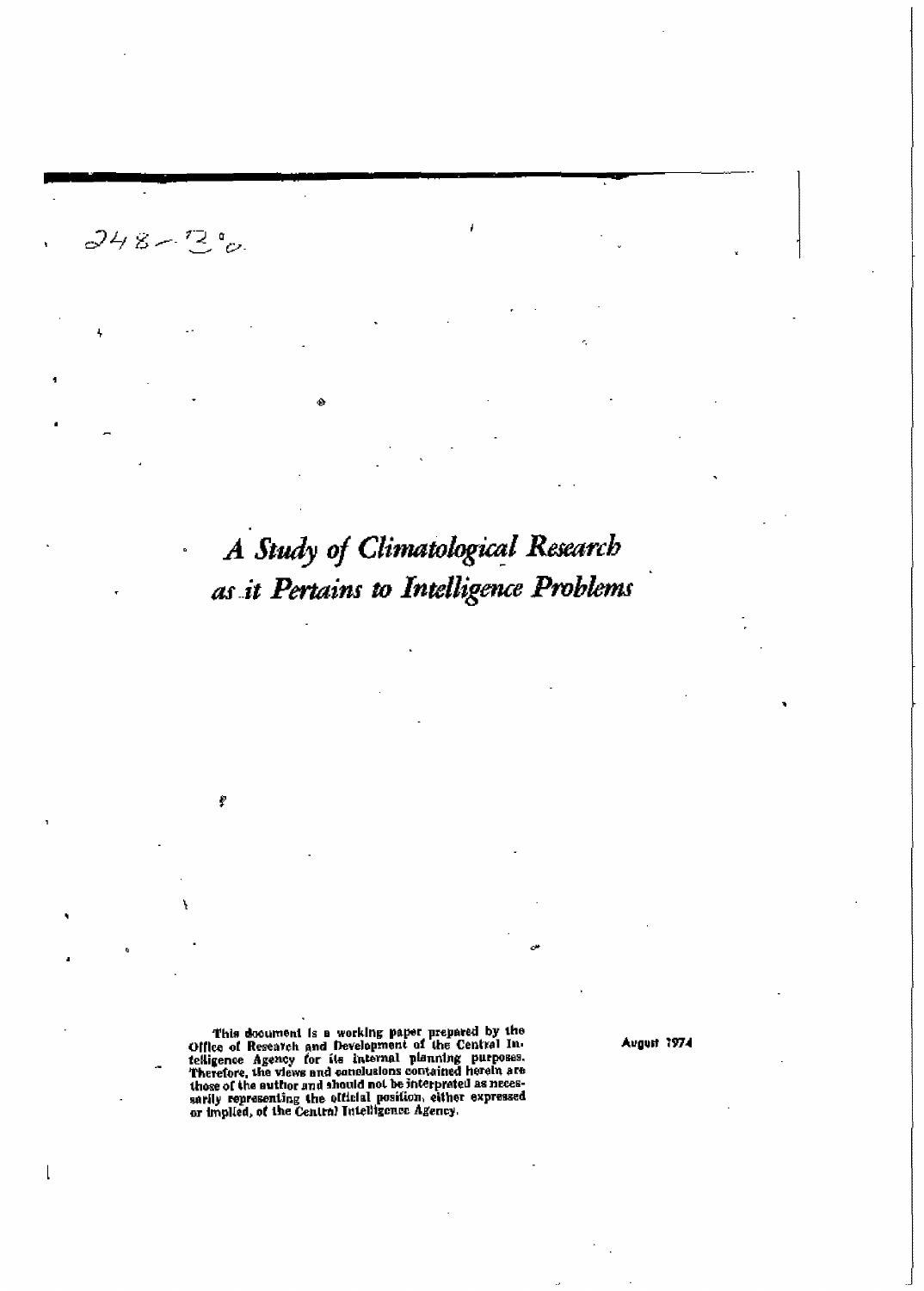248-13°c

# *A Study of Climatological Research as it Pertains to Intelligence Problems*

This document is a working paper prepared by the Office of Research and Development of the Central Intelligence Agency for its internal planning purposes. Therefore, the views and conclusions contained herein are those of the author and should not be interpreted as necessarily representing the official position, either expressed or implied, of the Central Intelligence Agency.

August 1974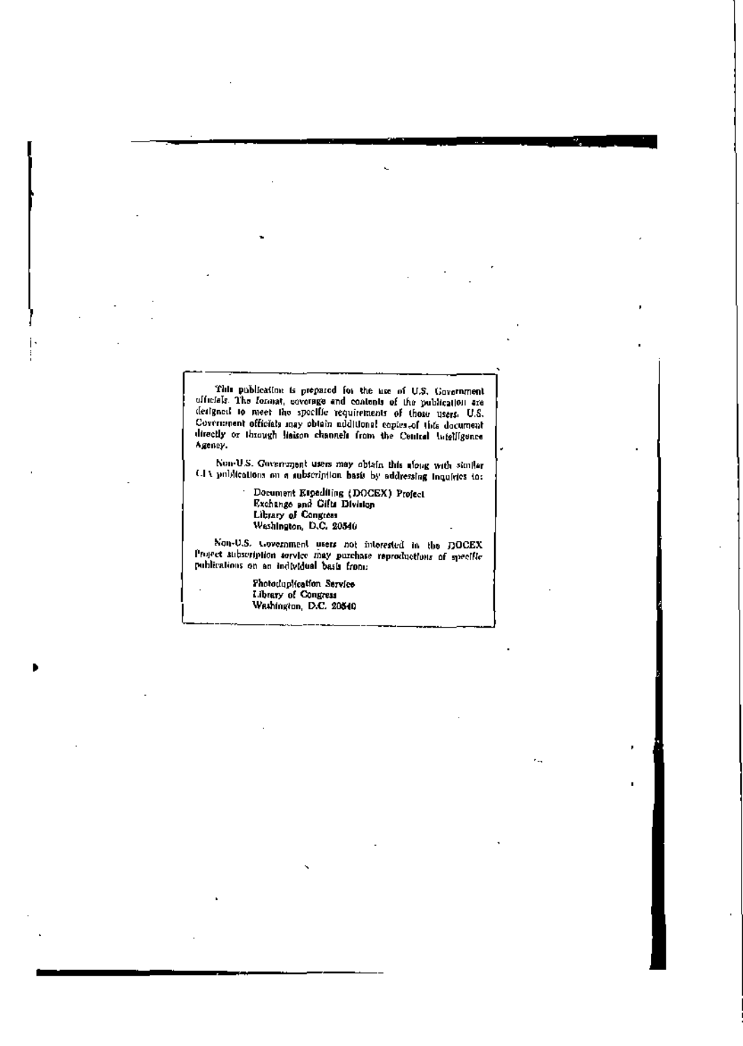This publication is prepared for the use of U.S. Government officials. The format, coverage and contents of the publication are designed to meet the specific requirements of those users. U.S. Government officials may obtain additional copies of this document directly or through liaison channels from the Central Intelligence Agency.

Non-U.S. Government users may obtain this along with similar CIA publications on a subscription basis by addressing inquiries to:

Document Expediting (DOCEX) Project
Exchange and Gifts Division
Library of Congress
Washington, D.C. 20540

Non-U.S. Government users not interested in the DOCEX Project subscription service may purchase reproductions of specific publications on an individual basis from:

Photoduplication Service
Library of Congress
Washington, D.C. 20540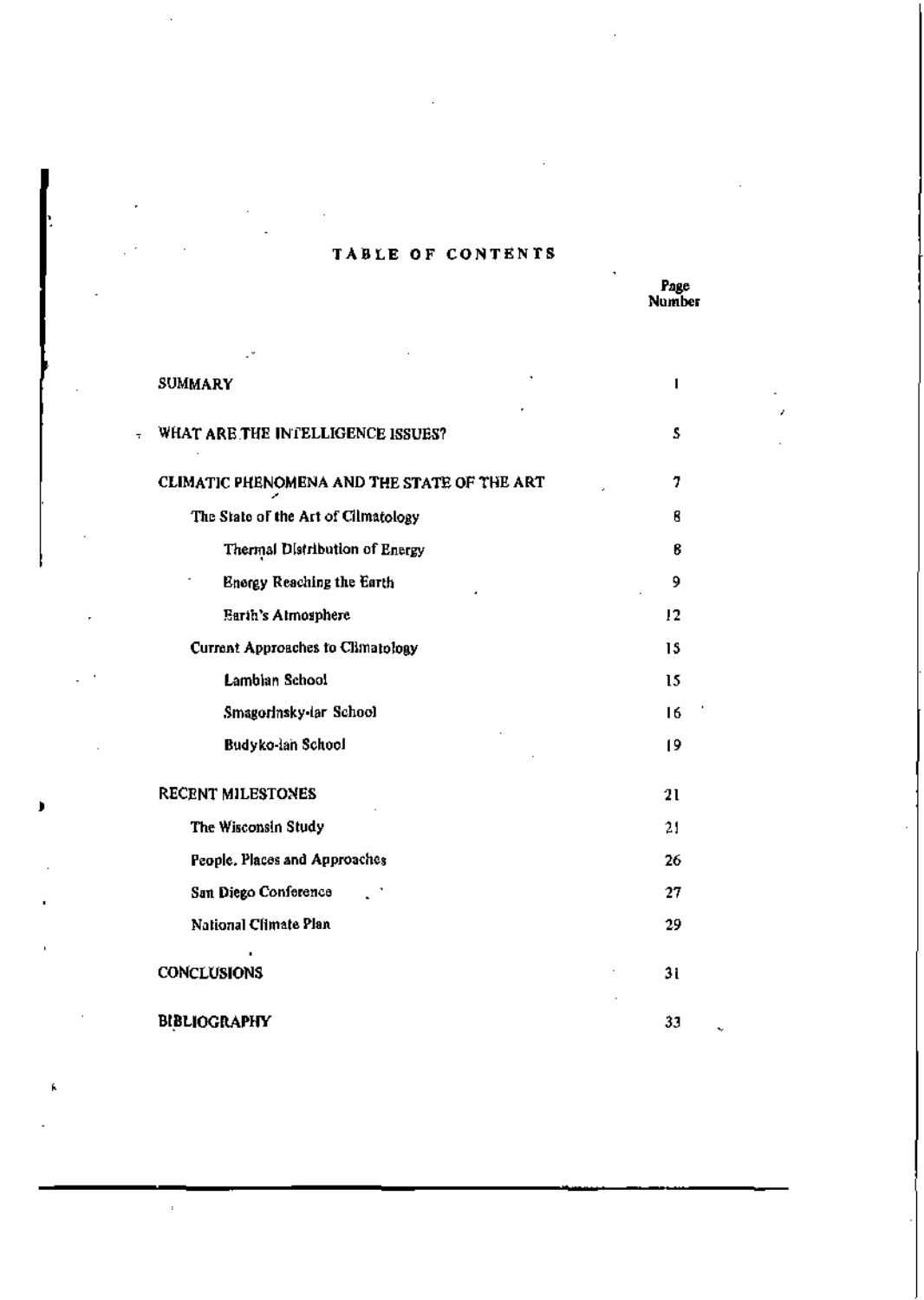# TABLE OF CONTENTS

| | Page Number |
|---|---|
| SUMMARY | 1 |
| WHAT ARE THE INTELLIGENCE ISSUES? | 5 |
| CLIMATIC PHENOMENA AND THE STATE OF THE ART | 7 |
| The State of the Art of Climatology | 8 |
| Thermal Distribution of Energy | 8 |
| Energy Reaching the Earth | 9 |
| Earth's Atmosphere | 12 |
| Current Approaches to Climatology | 15 |
| Lambian School | 15 |
| Smagorinsky-ian School | 16 |
| Budyko-ian School | 19 |
| RECENT MILESTONES | 21 |
| The Wisconsin Study | 21 |
| People, Places and Approaches | 26 |
| San Diego Conference | 27 |
| National Climate Plan | 29 |
| CONCLUSIONS | 31 |
| BIBLIOGRAPHY | 33 |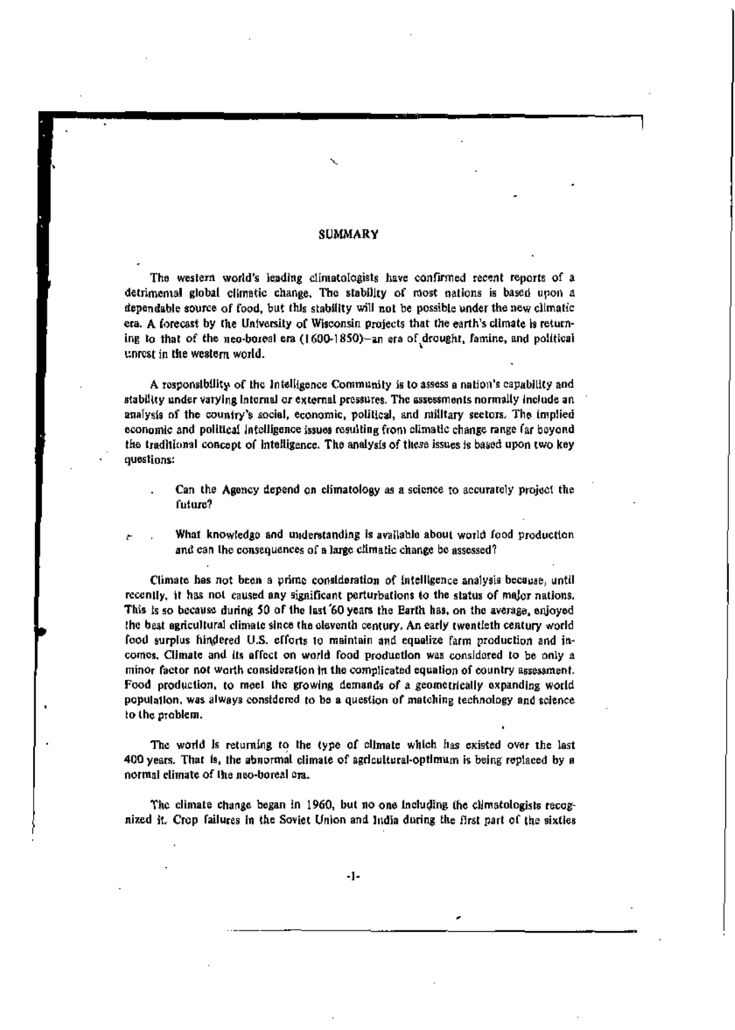## SUMMARY

The western world's leading climatologists have confirmed recent reports of a detrimental global climatic change. The stability of most nations is based upon a dependable source of food, but this stability will not be possible under the new climatic era. A forecast by the University of Wisconsin projects that the earth's climate is returning to that of the neo-boreal era (1600-1850)—an era of drought, famine, and political unrest in the western world.

A responsibility of the Intelligence Community is to assess a nation's capability and stability under varying internal or external pressures. The assessments normally include an analysis of the country's social, economic, political, and military sectors. The implied economic and political intelligence issues resulting from climatic change range far beyond the traditional concept of intelligence. The analysis of these issues is based upon two key questions:

- Can the Agency depend on climatology as a science to accurately project the future?
- What knowledge and understanding is available about world food production and can the consequences of a large climatic change be assessed?

Climate has not been a prime consideration of intelligence analysis because, until recently, it has not caused any significant perturbations to the status of major nations. This is so because during 50 of the last 60 years the Earth has, on the average, enjoyed the best agricultural climate since the eleventh century. An early twentieth century world food surplus hindered U.S. efforts to maintain and equalize farm production and incomes. Climate and its affect on world food production was considered to be only a minor factor not worth consideration in the complicated equation of country assessment. Food production, to meet the growing demands of a geometrically expanding world population, was always considered to be a question of matching technology and science to the problem.

The world is returning to the type of climate which has existed over the last 400 years. That is, the abnormal climate of agricultural-optimum is being replaced by a normal climate of the neo-boreal era.

The climate change began in 1960, but no one including the climatologists recognized it. Crop failures in the Soviet Union and India during the first part of the sixties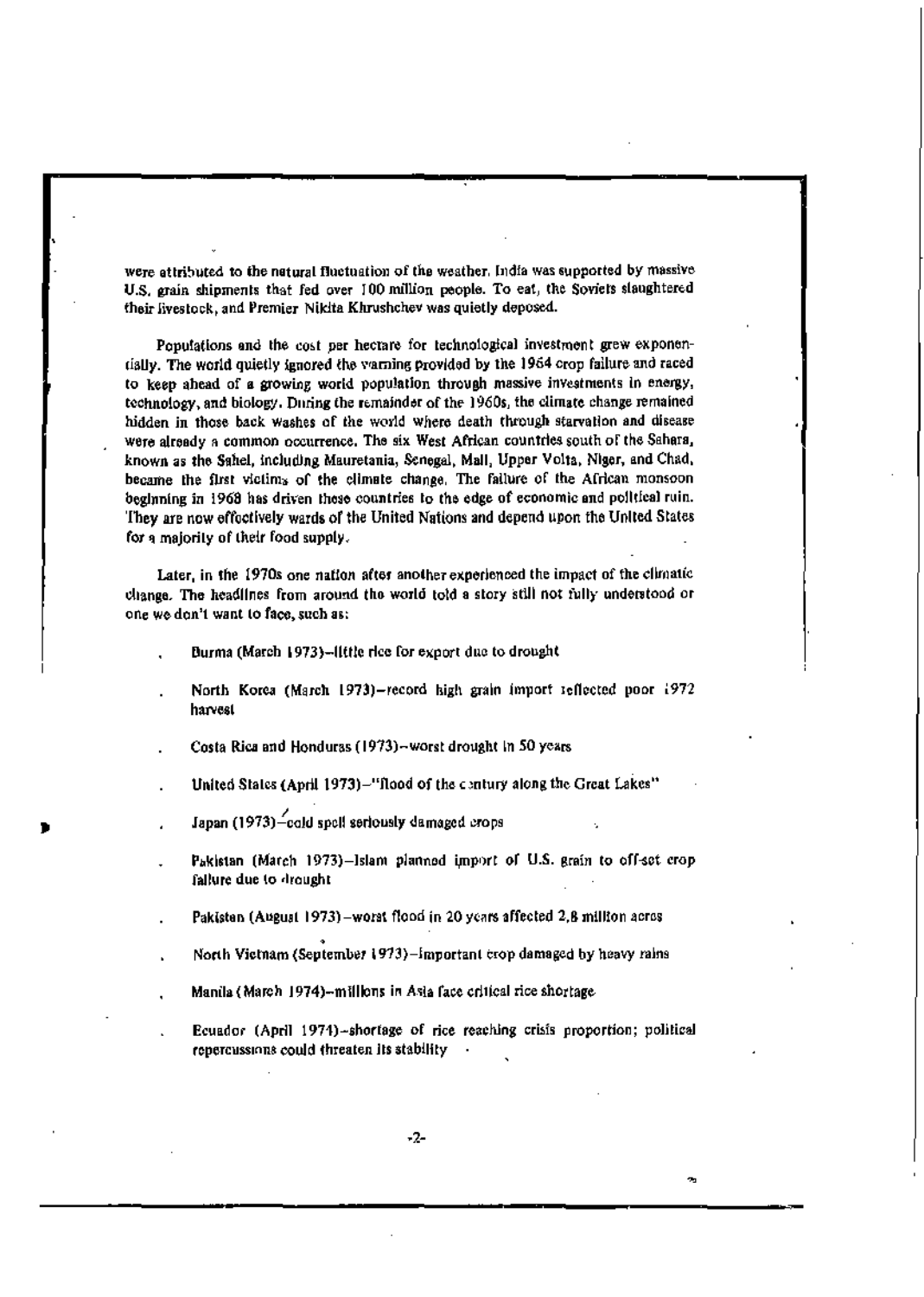were attributed to the natural fluctuation of the weather. India was supported by massive U.S. grain shipments that fed over 100 million people. To eat, the Soviets slaughtered their livestock, and Premier Nikita Khrushchev was quietly deposed.

Populations and the cost per hectare for technological investment grew exponentially. The world quietly ignored the warning provided by the 1964 crop failure and raced to keep ahead of a growing world population through massive investments in energy, technology, and biology. During the remainder of the 1960s, the climate change remained hidden in those back washes of the world where death through starvation and disease were already a common occurrence. The six West African countries south of the Sahara, known as the Sahel, including Mauretania, Senegal, Mali, Upper Volta, Niger, and Chad, became the first victims of the climate change. The failure of the African monsoon beginning in 1968 has driven these countries to the edge of economic and political ruin. They are now effectively wards of the United Nations and depend upon the United States for a majority of their food supply.

Later, in the 1970s one nation after another experienced the impact of the climatic change. The headlines from around the world told a story still not fully understood or one we don't want to face, such as:

- Burma (March 1973)—little rice for export due to drought
- North Korea (March 1973)—record high grain import reflected poor 1972 harvest
- Costa Rica and Honduras (1973)—worst drought in 50 years
- United States (April 1973)—"flood of the century along the Great Lakes"
- Japan (1973)—cold spell seriously damaged crops
- Pakistan (March 1973)—Islam planned import of U.S. grain to off-set crop failure due to drought
- Pakistan (August 1973)—worst flood in 20 years affected 2.8 million acres
- North Vietnam (September 1973)—important crop damaged by heavy rains
- Manila (March 1974)—millions in Asia face critical rice shortage
- Ecuador (April 1974)—shortage of rice reaching crisis proportion; political repercussions could threaten its stability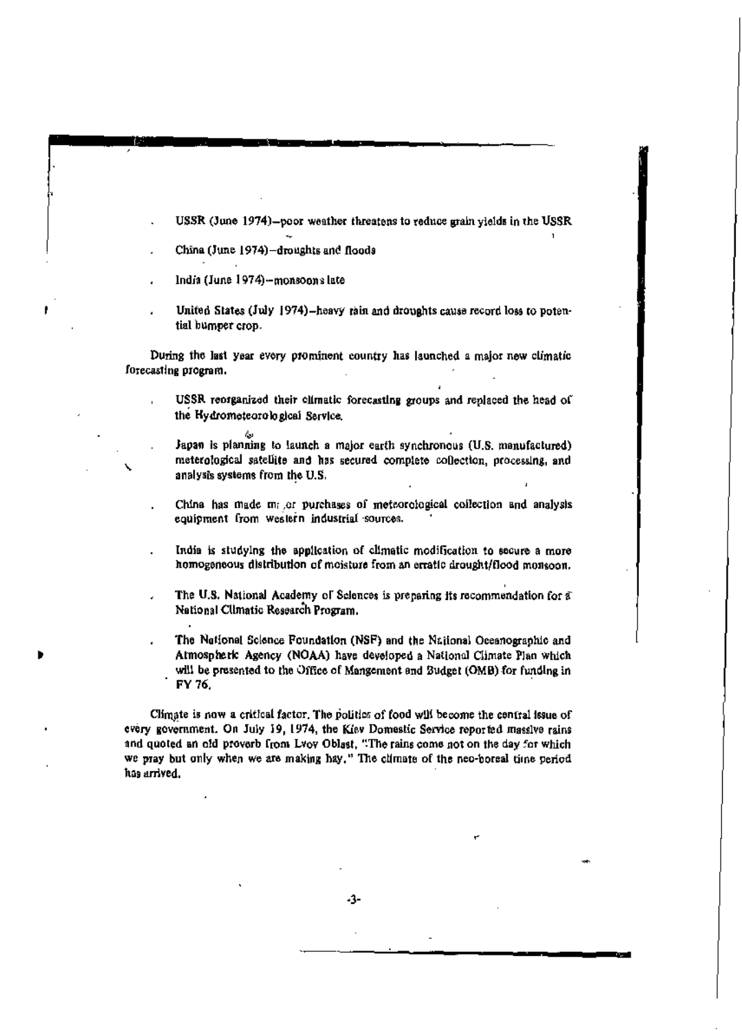- USSR (June 1974)—poor weather threatens to reduce grain yields in the USSR
- China (June 1974)—droughts and floods
- India (June 1974)—monsoons late
- United States (July 1974)—heavy rain and droughts cause record loss to potential bumper crop.

During the last year every prominent country has launched a major new climatic forecasting program.

- USSR reorganized their climatic forecasting groups and replaced the head of the Hydrometeorological Service.
- Japan is planning to launch a major earth synchronous (U.S. manufactured) meterological satellite and has secured complete collection, processing, and analysis systems from the U.S.
- China has made major purchases of meteorological collection and analysis equipment from western industrial sources.
- India is studying the application of climatic modification to secure a more homogeneous distribution of moisture from an erratic drought/flood monsoon.
- The U.S. National Academy of Sciences is preparing its recommendation for a National Climatic Research Program.
- The National Science Foundation (NSF) and the National Oceanographic and Atmospheric Agency (NOAA) have developed a National Climate Plan which will be presented to the Office of Mangement and Budget (OMB) for funding in FY 76.

Climate is now a critical factor. The politics of food will become the central issue of every government. On July 19, 1974, the Kiev Domestic Service reported massive rains and quoted an old proverb from Lvov Oblast, "The rains come not on the day for which we pray but only when we are making hay." The climate of the neo-boreal time period has arrived.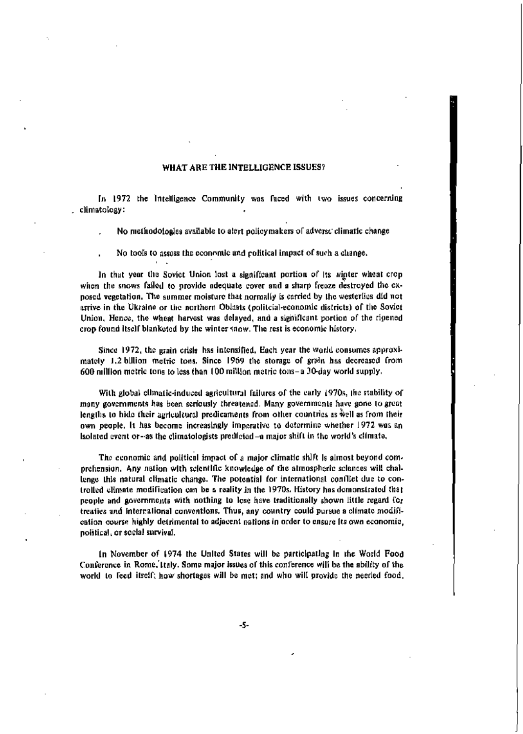## WHAT ARE THE INTELLIGENCE ISSUES?

In 1972 the Intelligence Community was faced with two issues concerning climatology:

- No methodologies available to alert policymakers of adverse climatic change
- No tools to assess the economic and political impact of such a change.

In that year the Soviet Union lost a significant portion of its winter wheat crop when the snows failed to provide adequate cover and a sharp freeze destroyed the exposed vegetation. The summer moisture that normally is carried by the westerlies did not arrive in the Ukraine or the northern Oblasts (political-economic districts) of the Soviet Union. Hence, the wheat harvest was delayed, and a significant portion of the ripened crop found itself blanketed by the winter snow. The rest is economic history.

Since 1972, the grain crisis has intensified. Each year the world consumes approximately 1.2 billion metric tons. Since 1969 the storage of grain has decreased from 600 million metric tons to less than 100 million metric tons—a 30-day world supply.

With global climatic-induced agricultural failures of the early 1970s, the stability of many governments has been seriously threatened. Many governments have gone to great lengths to hide their agricultural predicaments from other countries as well as from their own people. It has become increasingly imperative to determine whether 1972 was an isolated event or—as the climatologists predicted—a major shift in the world's climate.

The economic and political impact of a major climatic shift is almost beyond comprehension. Any nation with scientific knowledge of the atmospheric sciences will challenge this natural climatic change. The potential for international conflict due to controlled climate modification can be a reality in the 1970s. History has demonstrated that people and governments with nothing to lose have traditionally shown little regard for treaties and international conventions. Thus, any country could pursue a climate modification course highly detrimental to adjacent nations in order to ensure its own economic, political, or social survival.

In November of 1974 the United States will be participating in the World Food Conference in Rome, Italy. Some major issues of this conference will be the ability of the world to feed itself; how shortages will be met; and who will provide the needed food.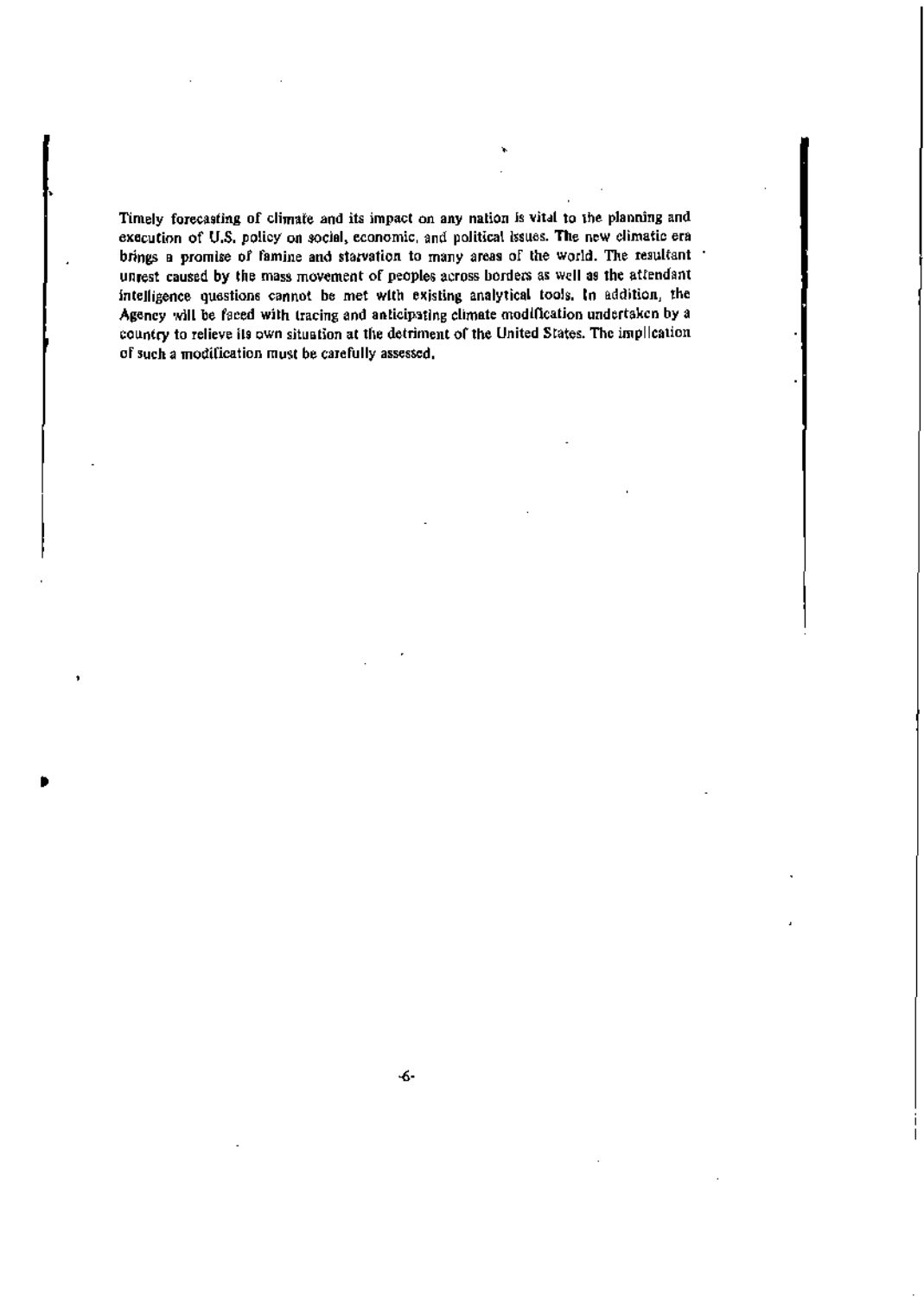Timely forecasting of climate and its impact on any nation is vital to the planning and execution of U.S. policy on social, economic, and political issues. The new climatic era brings a promise of famine and starvation to many areas of the world. The resultant unrest caused by the mass movement of peoples across borders as well as the attendant intelligence questions cannot be met with existing analytical tools. In addition, the Agency will be faced with tracing and anticipating climate modification undertaken by a country to relieve its own situation at the detriment of the United States. The implication of such a modification must be carefully assessed.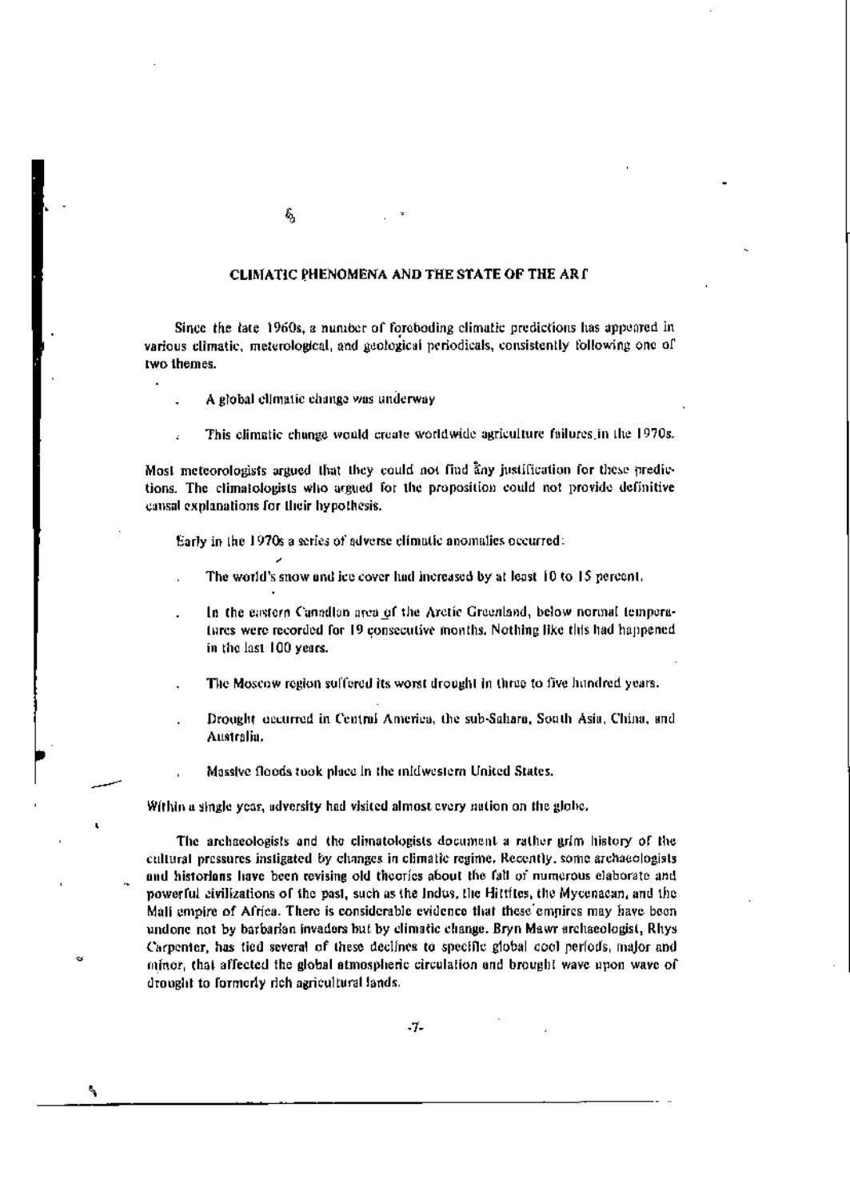## CLIMATIC PHENOMENA AND THE STATE OF THE ART

Since the late 1960s, a number of foreboding climatic predictions has appeared in various climatic, meterological, and geological periodicals, consistently following one of two themes.

- A global climatic change was underway
- This climatic change would create worldwide agriculture failures in the 1970s.

Most meteorologists argued that they could not find any justification for these predictions. The climatologists who argued for the proposition could not provide definitive causal explanations for their hypothesis.

Early in the 1970s a series of adverse climatic anomalies occurred:

- The world's snow and ice cover had increased by at least 10 to 15 percent.
- In the eastern Canadian area of the Arctic Greenland, below normal temperatures were recorded for 19 consecutive months. Nothing like this had happened in the last 100 years.
- The Moscow region suffered its worst drought in three to five hundred years.
- Drought occurred in Central America, the sub-Sahara, South Asia, China, and Australia.
- Massive floods took place in the midwestern United States.

Within a single year, adversity had visited almost every nation on the globe.

The archaeologists and the climatologists document a rather grim history of the cultural pressures instigated by changes in climatic regime. Recently, some archaeologists and historians have been revising old theories about the fall of numerous elaborate and powerful civilizations of the past, such as the Indus, the Hittites, the Mycenaean, and the Mali empire of Africa. There is considerable evidence that these empires may have been undone not by barbarian invaders but by climatic change. Bryn Mawr archaeologist, Rhys Carpenter, has tied several of these declines to specific global cool periods, major and minor, that affected the global atmospheric circulation and brought wave upon wave of drought to formerly rich agricultural lands.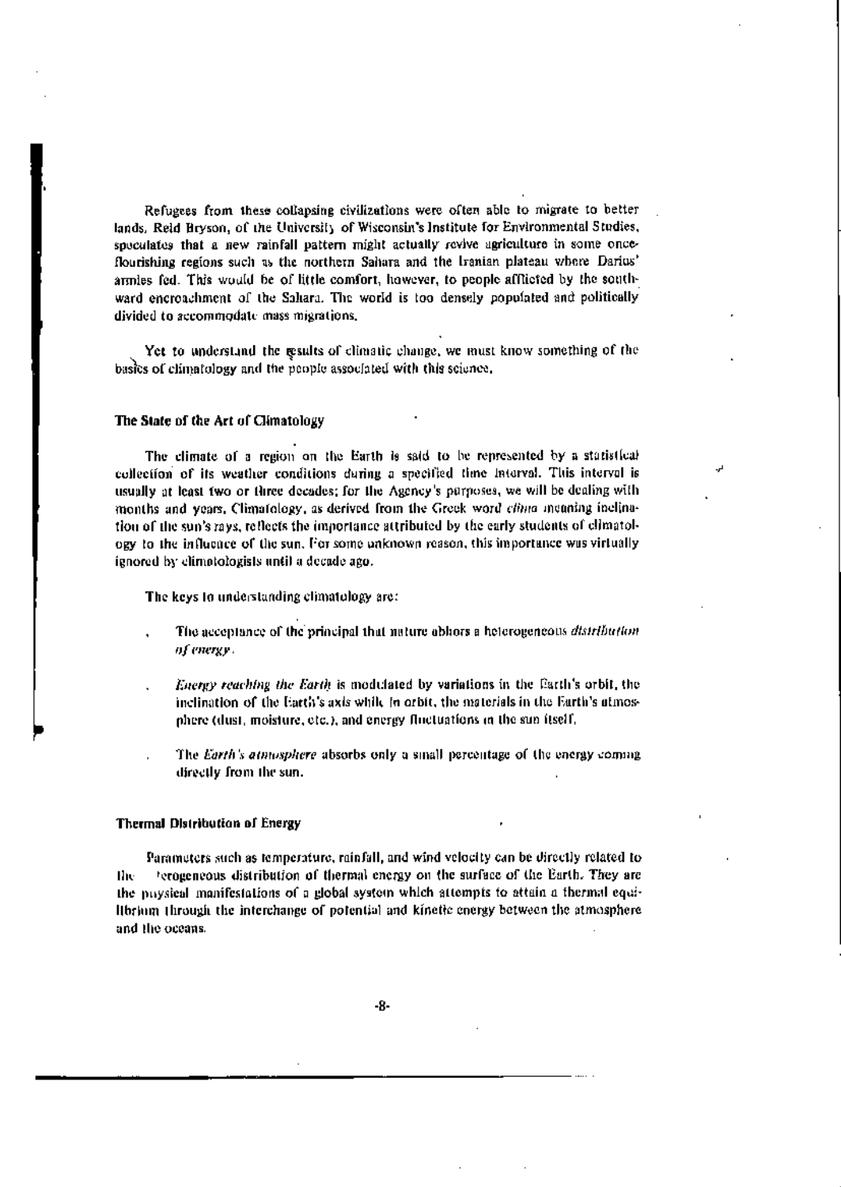Refugees from these collapsing civilizations were often able to migrate to better lands. Reid Bryson, of the University of Wisconsin's Institute for Environmental Studies, speculates that a new rainfall pattern might actually revive agriculture in some once-flourishing regions such as the northern Sahara and the Iranian plateau where Darius' armies fed. This would be of little comfort, however, to people afflicted by the southward encroachment of the Sahara. The world is too densely populated and politically divided to accommodate mass migrations.

Yet to understand the results of climatic change, we must know something of the basics of climatology and the people associated with this science.

## The State of the Art of Climatology

The climate of a region on the Earth is said to be represented by a statistical collection of its weather conditions during a specified time interval. This interval is usually at least two or three decades; for the Agency's purposes, we will be dealing with months and years. Climatology, as derived from the Greek word *clima* meaning inclination of the sun's rays, reflects the importance attributed by the early students of climatology to the influence of the sun. For some unknown reason, this importance was virtually ignored by climatologists until a decade ago.

The keys to understanding climatology are:

- The acceptance of the principal that nature abhors a heterogeneous *distribution of energy*.
- *Energy reaching the Earth* is modulated by variations in the Earth's orbit, the inclination of the Earth's axis while in orbit, the materials in the Earth's atmosphere (dust, moisture, etc.), and energy fluctuations in the sun itself.
- The *Earth's atmosphere* absorbs only a small percentage of the energy coming directly from the sun.

## Thermal Distribution of Energy

Parameters such as temperature, rainfall, and wind velocity can be directly related to the heterogeneous distribution of thermal energy on the surface of the Earth. They are the physical manifestations of a global system which attempts to attain a thermal equilibrium through the interchange of potential and kinetic energy between the atmosphere and the oceans.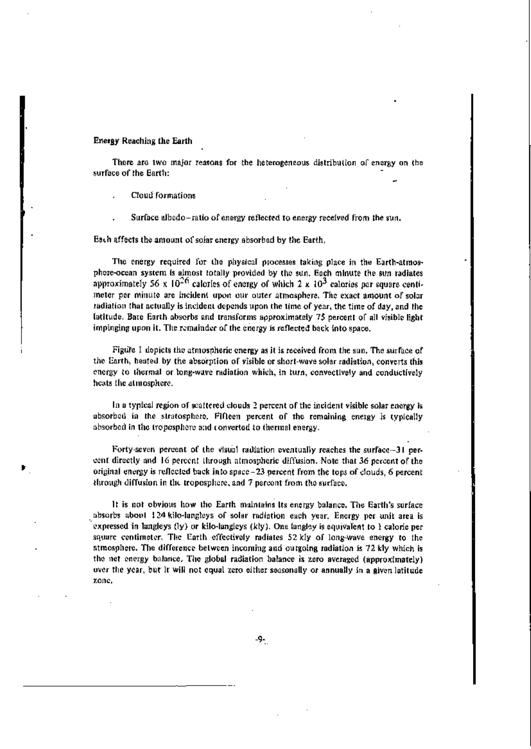**Energy Reaching the Earth**

There are two major reasons for the heterogeneous distribution of energy on the surface of the Earth:

- Cloud formations
- Surface albedo—ratio of energy reflected to energy received from the sun.

Each affects the amount of solar energy absorbed by the Earth.

The energy required for the physical processes taking place in the Earth-atmosphere-ocean system is almost totally provided by the sun. Each minute the sun radiates approximately $56 \times 10^{26}$ calories of energy of which $2 \times 10^{3}$ calories per square centimeter per minute are incident upon our outer atmosphere. The exact amount of solar radiation that actually is incident depends upon the time of year, the time of day, and the latitude. Bare Earth absorbs and transforms approximately 75 percent of all visible light impinging upon it. The remainder of the energy is reflected back into space.

Figure 1 depicts the atmospheric energy as it is received from the sun. The surface of the Earth, heated by the absorption of visible or short-wave solar radiation, converts this energy to thermal or long-wave radiation which, in turn, convectively and conductively heats the atmosphere.

In a typical region of scattered clouds 2 percent of the incident visible solar energy is absorbed in the stratosphere. Fifteen percent of the remaining energy is typically absorbed in the troposphere and converted to thermal energy.

Forty-seven percent of the visual radiation eventually reaches the surface—31 percent directly and 16 percent through atmospheric diffusion. Note that 36 percent of the original energy is reflected back into space—23 percent from the tops of clouds, 6 percent through diffusion in the troposphere, and 7 percent from the surface.

It is not obvious how the Earth maintains its energy balance. The Earth's surface absorbs about 124 kilo-langleys of solar radiation each year. Energy per unit area is expressed in langleys (ly) or kilo-langleys (kly). One langley is equivalent to 1 calorie per square centimeter. The Earth effectively radiates 52 kly of long-wave energy to the atmosphere. The difference between incoming and outgoing radiation is 72 kly which is the net energy balance. The global radiation balance is zero averaged (approximately) over the year, but it will not equal zero either seasonally or annually in a given latitude zone.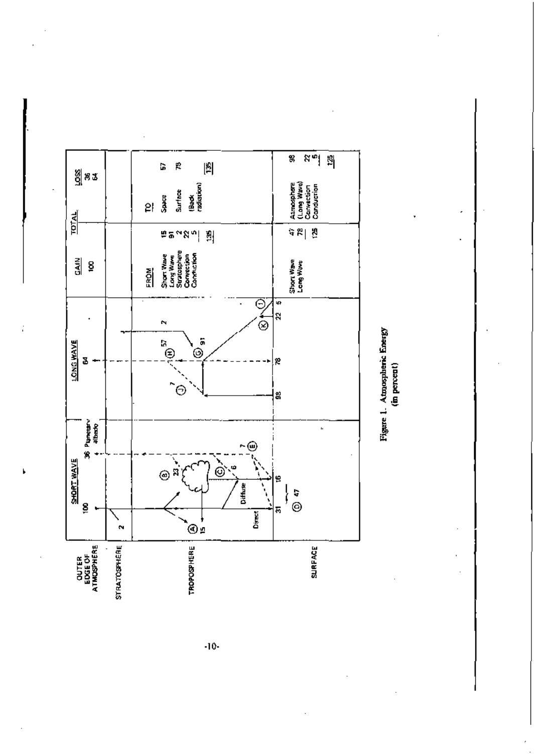| | SHORT WAVE | LONG WAVE | GAIN | | TOTAL | LOSS | |
|---|---|---|---|---|---|---|---|
| OUTER EDGE OF ATMOSPHERE | 100 / 36 Planetary albedo | 64 | 100 | | | | 36 / 64 |
| STRATOSPHERE | 2 | 2 | | | | | |
| TROPOSPHERE | (A) 15; (B) 23; (C) 6 | (H) 57; (G) 91; (J) 7 | FROM | | | TO | |
| | | | Short Wave | 15 | | Space | 57 |
| | | | Long Wave | 91 | | Surface (Back radiation) | 78 |
| | | | Stratosphere | 2 | | | |
| | | | Convection | 22 | | | |
| | | | Conduction | 5 | | | |
| | | | | 135 | | | 135 |
| SURFACE | Direct 31; Diffuse 16; (D) 47; (E) 7 | 98; 78; (K) 22; (I) 5 | Short Wave | 47 | | Atmosphere (Long Wave) | 98 |
| | | | Long Wave | 78 | | Convection | 22 |
| | | | | 125 | | Conduction | 5 |
| | | | | | | | 125 |

Figure 1. Atmospheric Energy (in percent)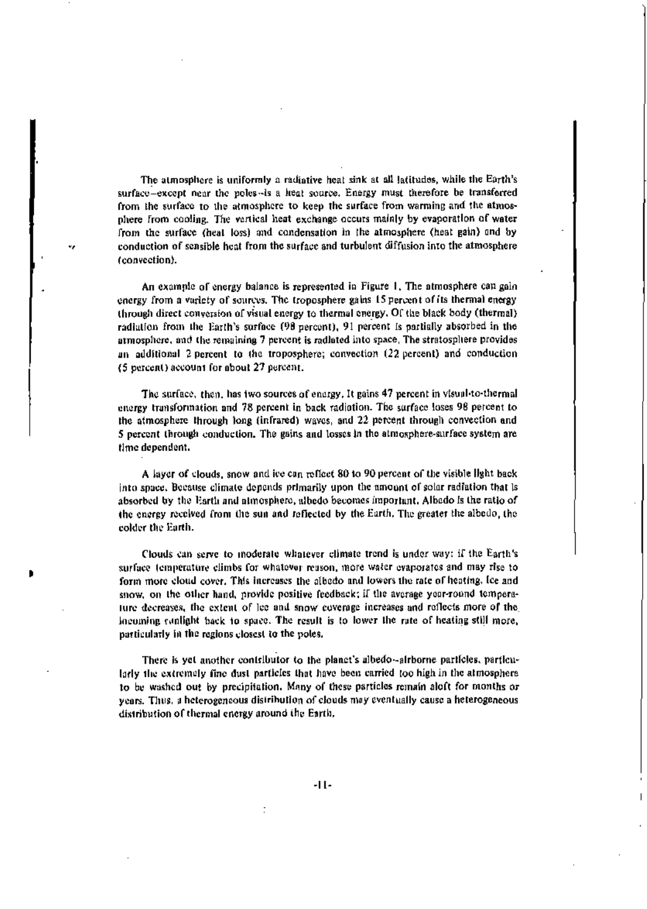The atmosphere is uniformly a radiative heat sink at all latitudes, while the Earth's surface—except near the poles—is a heat source. Energy must therefore be transferred from the surface to the atmosphere to keep the surface from warming and the atmosphere from cooling. The vertical heat exchange occurs mainly by evaporation of water from the surface (heat loss) and condensation in the atmosphere (heat gain) and by conduction of sensible heat from the surface and turbulent diffusion into the atmosphere (convection).

An example of energy balance is represented in Figure 1. The atmosphere can gain energy from a variety of sources. The troposphere gains 15 percent of its thermal energy through direct conversion of visual energy to thermal energy. Of the black body (thermal) radiation from the Earth's surface (98 percent), 91 percent is partially absorbed in the atmosphere, and the remaining 7 percent is radiated into space. The stratosphere provides an additional 2 percent to the troposphere; convection (22 percent) and conduction (5 percent) account for about 27 percent.

The surface, then, has two sources of energy. It gains 47 percent in visual-to-thermal energy transformation and 78 percent in back radiation. The surface loses 98 percent to the atmosphere through long (infrared) waves, and 22 percent through convection and 5 percent through conduction. The gains and losses in the atmosphere-surface system are time dependent.

A layer of clouds, snow and ice can reflect 80 to 90 percent of the visible light back into space. Because climate depends primarily upon the amount of solar radiation that is absorbed by the Earth and atmosphere, albedo becomes important. Albedo is the ratio of the energy received from the sun and reflected by the Earth. The greater the albedo, the colder the Earth.

Clouds can serve to moderate whatever climate trend is under way: if the Earth's surface temperature climbs for whatever reason, more water evaporates and may rise to form more cloud cover. This increases the albedo and lowers the rate of heating. Ice and snow, on the other hand, provide positive feedback; if the average year-round temperature decreases, the extent of ice and snow coverage increases and reflects more of the incoming sunlight back to space. The result is to lower the rate of heating still more, particularly in the regions closest to the poles.

There is yet another contributor to the planet's albedo—airborne particles, particularly the extremely fine dust particles that have been carried too high in the atmosphere to be washed out by precipitation. Many of these particles remain aloft for months or years. Thus, a heterogeneous distribution of clouds may eventually cause a heterogeneous distribution of thermal energy around the Earth.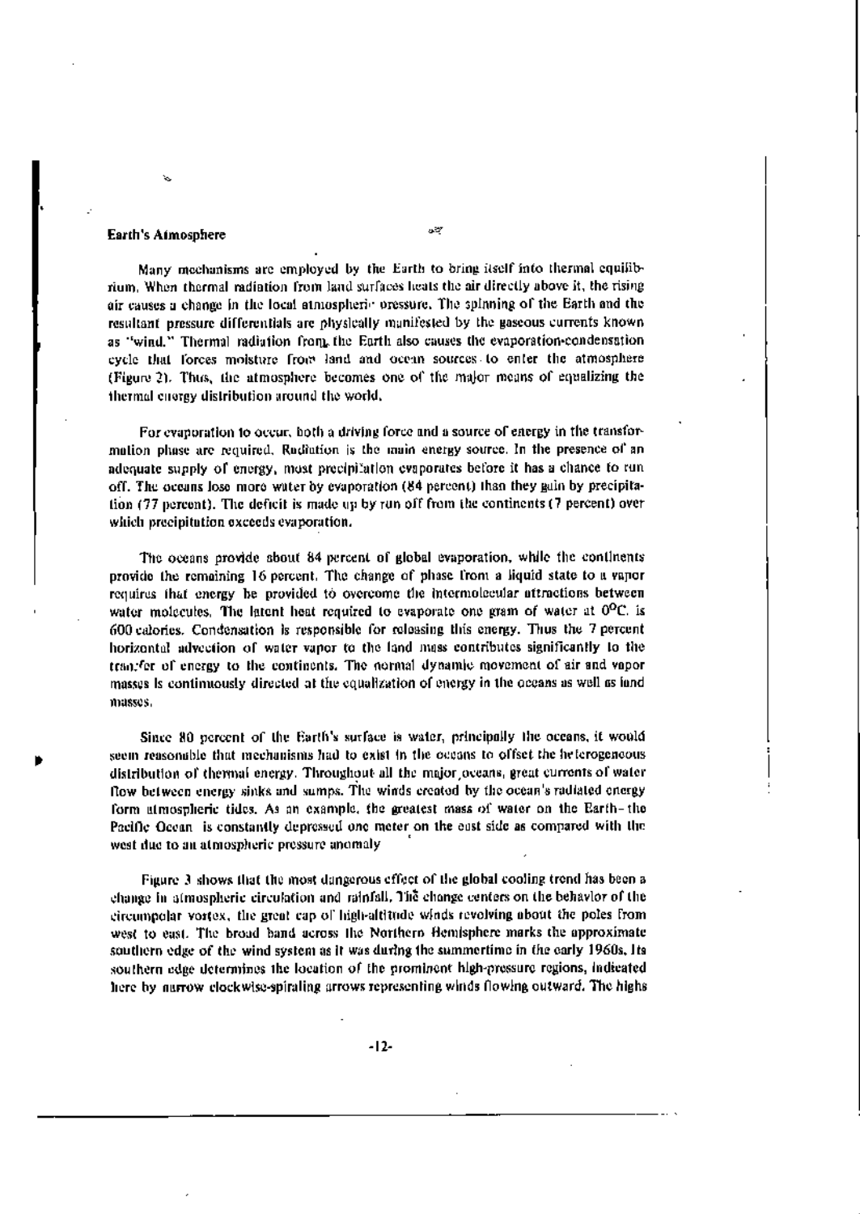## Earth's Atmosphere

Many mechanisms are employed by the Earth to bring itself into thermal equilibrium. When thermal radiation from land surfaces heats the air directly above it, the rising air causes a change in the local atmospheric pressure. The spinning of the Earth and the resultant pressure differentials are physically manifested by the gaseous currents known as "wind." Thermal radiation from the Earth also causes the evaporation-condensation cycle that forces moisture from land and ocean sources to enter the atmosphere (Figure 2). Thus, the atmosphere becomes one of the major means of equalizing the thermal energy distribution around the world.

For evaporation to occur, both a driving force and a source of energy in the transformation phase are required. Radiation is the main energy source. In the presence of an adequate supply of energy, most precipitation evaporates before it has a chance to run off. The oceans lose more water by evaporation (84 percent) than they gain by precipitation (77 percent). The deficit is made up by run off from the continents (7 percent) over which precipitation exceeds evaporation.

The oceans provide about 84 percent of global evaporation, while the continents provide the remaining 16 percent. The change of phase from a liquid state to a vapor requires that energy be provided to overcome the intermolecular attractions between water molecules. The latent heat required to evaporate one gram of water at 0°C. is 600 calories. Condensation is responsible for releasing this energy. Thus the 7 percent horizontal advection of water vapor to the land mass contributes significantly to the transfer of energy to the continents. The normal dynamic movement of air and vapor masses is continuously directed at the equalization of energy in the oceans as well as land masses.

Since 80 percent of the Earth's surface is water, principally the oceans, it would seem reasonable that mechanisms had to exist in the oceans to offset the heterogeneous distribution of thermal energy. Throughout all the major oceans, great currents of water flow between energy sinks and sumps. The winds created by the ocean's radiated energy form atmospheric tides. As an example, the greatest mass of water on the Earth–the Pacific Ocean is constantly depressed one meter on the east side as compared with the west due to an atmospheric pressure anomaly

Figure 3 shows that the most dangerous effect of the global cooling trend has been a change in atmospheric circulation and rainfall. The change centers on the behavior of the circumpolar vortex, the great cap of high-altitude winds revolving about the poles from west to east. The broad band across the Northern Hemisphere marks the approximate southern edge of the wind system as it was during the summertime in the early 1960s. Its southern edge determines the location of the prominent high-pressure regions, indicated here by narrow clockwise-spiraling arrows representing winds flowing outward. The highs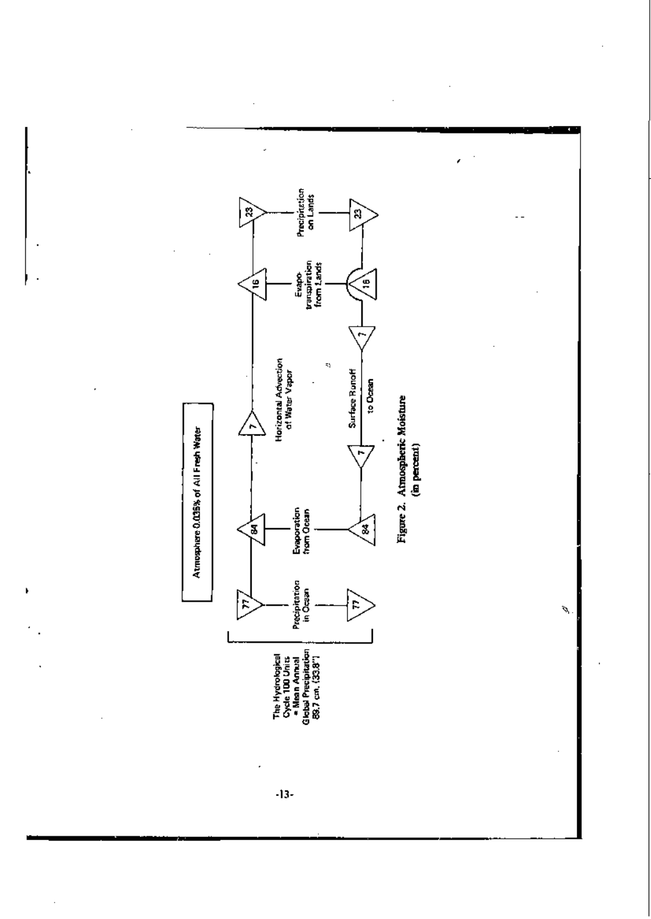Atmosphere 0.035% of All Fresh Water

The Hydrological Cycle 100 Units = Mean Annual Global Precipitation 85.7 cm. (33.8")

| Flow | Units |
|---|---|
| Precipitation in Ocean | 77 |
| Evaporation from Ocean | 84 |
| Horizontal Advection of Water Vapor | 7 |
| Evapo-transpiration from Lands | 16 |
| Precipitation on Lands | 23 |
| Surface Runoff to Ocean | 7 |

Figure 2. Atmospheric Moisture (in percent)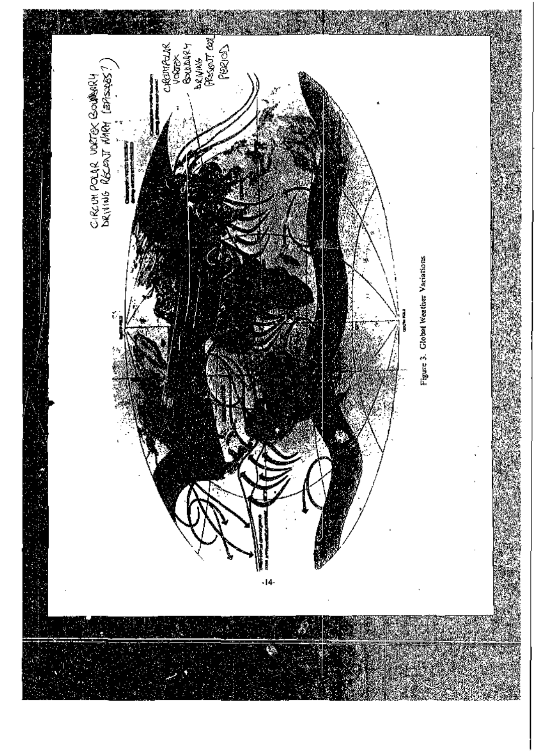CIRCUMPOLAR VORTEX BOUNDARY DRIVING RECENT WARM (EPISODES?)

CIRCUMPOLAR VORTEX BOUNDARY DRIVING PRESENT COOL PERIOD

Figure 3. Global Weather Variations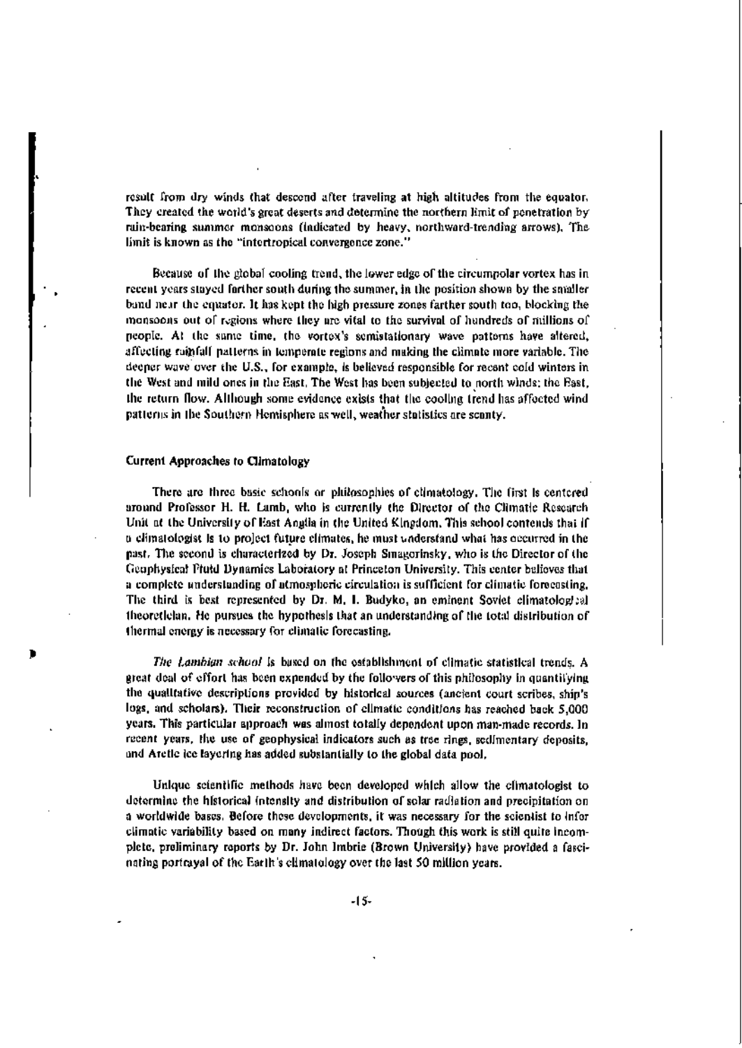result from dry winds that descend after traveling at high altitudes from the equator. They created the world's great deserts and determine the northern limit of penetration by rain-bearing summer monsoons (indicated by heavy, northward-trending arrows). The limit is known as the "intertropical convergence zone."

Because of the global cooling trend, the lower edge of the circumpolar vortex has in recent years stayed farther south during the summer, in the position shown by the smaller band near the equator. It has kept the high pressure zones farther south too, blocking the monsoons out of regions where they are vital to the survival of hundreds of millions of people. At the same time, the vortex's semistationary wave patterns have altered, affecting rainfall patterns in temperate regions and making the climate more variable. The deeper wave over the U.S., for example, is believed responsible for recent cold winters in the West and mild ones in the East. The West has been subjected to north winds; the East, the return flow. Although some evidence exists that the cooling trend has affected wind patterns in the Southern Hemisphere as well, weather statistics are scanty.

## Current Approaches to Climatology

There are three basic schools or philosophies of climatology. The first is centered around Professor H. H. Lamb, who is currently the Director of the Climatic Research Unit at the University of East Anglia in the United Kingdom. This school contends that if a climatologist is to project future climates, he must understand what has occurred in the past. The second is characterized by Dr. Joseph Smagorinsky, who is the Director of the Geophysical Fluid Dynamics Laboratory at Princeton University. This center believes that a complete understanding of atmospheric circulation is sufficient for climatic forecasting. The third is best represented by Dr. M. I. Budyko, an eminent Soviet climatological theoretician. He pursues the hypothesis that an understanding of the total distribution of thermal energy is necessary for climatic forecasting.

*The Lambian school* is based on the establishment of climatic statistical trends. A great deal of effort has been expended by the followers of this philosophy in quantifying the qualitative descriptions provided by historical sources (ancient court scribes, ship's logs, and scholars). Their reconstruction of climatic conditions has reached back 5,000 years. This particular approach was almost totally dependent upon man-made records. In recent years, the use of geophysical indicators such as tree rings, sedimentary deposits, and Arctic ice layering has added substantially to the global data pool.

Unique scientific methods have been developed which allow the climatologist to determine the historical intensity and distribution of solar radiation and precipitation on a worldwide bases. Before these developments, it was necessary for the scientist to infer climatic variability based on many indirect factors. Though this work is still quite incomplete, preliminary reports by Dr. John Imbrie (Brown University) have provided a fascinating portrayal of the Earth's climatology over the last 50 million years.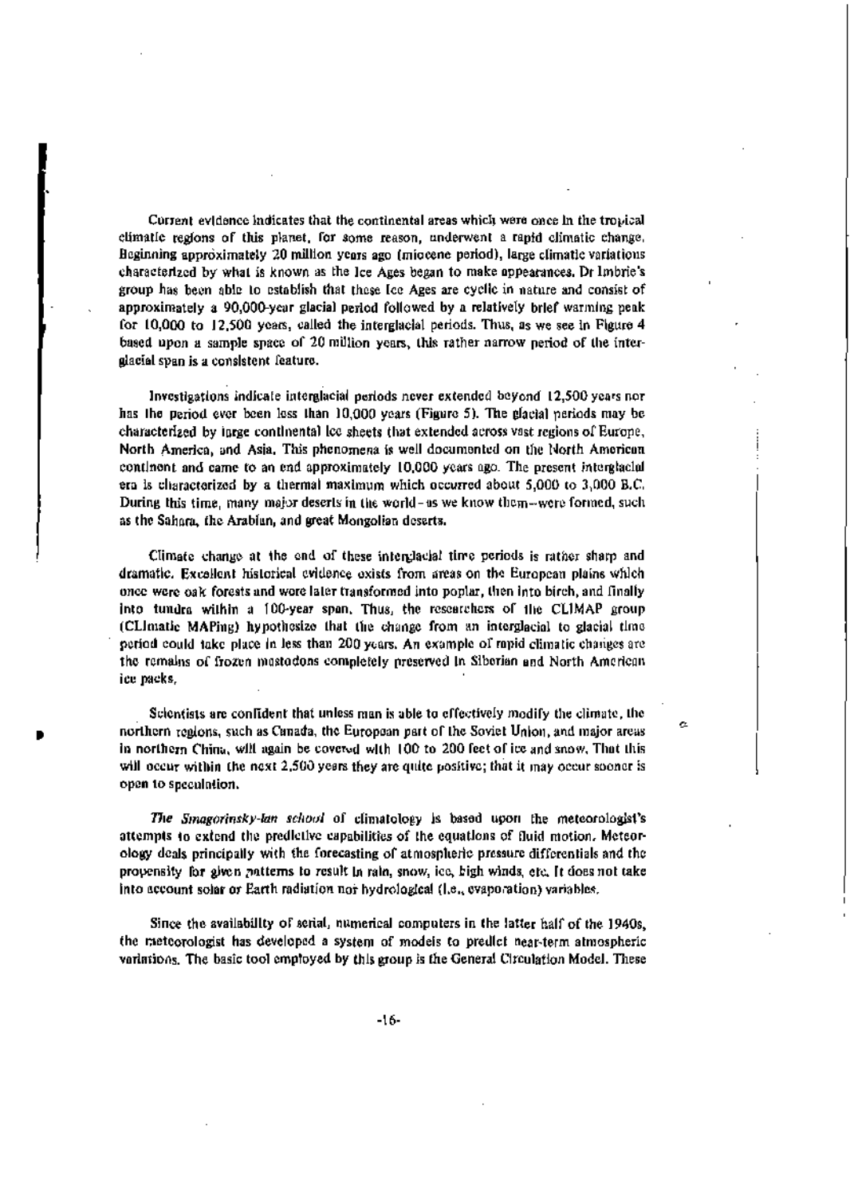Current evidence indicates that the continental areas which were once in the tropical climatic regions of this planet, for some reason, underwent a rapid climatic change. Beginning approximately 20 million years ago (miocene period), large climatic variations characterized by what is known as the Ice Ages began to make appearances. Dr Imbrie's group has been able to establish that these Ice Ages are cyclic in nature and consist of approximately a 90,000-year glacial period followed by a relatively brief warming peak for 10,000 to 12,500 years, called the interglacial periods. Thus, as we see in Figure 4 based upon a sample space of 20 million years, this rather narrow period of the interglacial span is a consistent feature.

Investigations indicate interglacial periods never extended beyond 12,500 years nor has the period ever been less than 10,000 years (Figure 5). The glacial periods may be characterized by large continental ice sheets that extended across vast regions of Europe, North America, and Asia. This phenomena is well documented on the North American continent and came to an end approximately 10,000 years ago. The present interglacial era is characterized by a thermal maximum which occurred about 5,000 to 3,000 B.C. During this time, many major deserts in the world–as we know them–were formed, such as the Sahara, the Arabian, and great Mongolian deserts.

Climate change at the end of these interglacial time periods is rather sharp and dramatic. Excellent historical evidence exists from areas on the European plains which once were oak forests and were later transformed into poplar, then into birch, and finally into tundra within a 100-year span. Thus, the researchers of the CLIMAP group (CLImatic MAPing) hypothesize that the change from an interglacial to glacial time period could take place in less than 200 years. An example of rapid climatic changes are the remains of frozen mastodons completely preserved in Siberian and North American ice packs.

Scientists are confident that unless man is able to effectively modify the climate, the northern regions, such as Canada, the European part of the Soviet Union, and major areas in northern China, will again be covered with 100 to 200 feet of ice and snow. That this will occur within the next 2,500 years they are quite positive; that it may occur sooner is open to speculation.

*The Smagorinsky-Ian school* of climatology is based upon the meteorologist's attempts to extend the predictive capabilities of the equations of fluid motion. Meteorology deals principally with the forecasting of atmospheric pressure differentials and the propensity for given patterns to result in rain, snow, ice, high winds, etc. It does not take into account solar or Earth radiation nor hydrological (i.e., evaporation) variables.

Since the availability of serial, numerical computers in the latter half of the 1940s, the meteorologist has developed a system of models to predict near-term atmospheric variations. The basic tool employed by this group is the General Circulation Model. These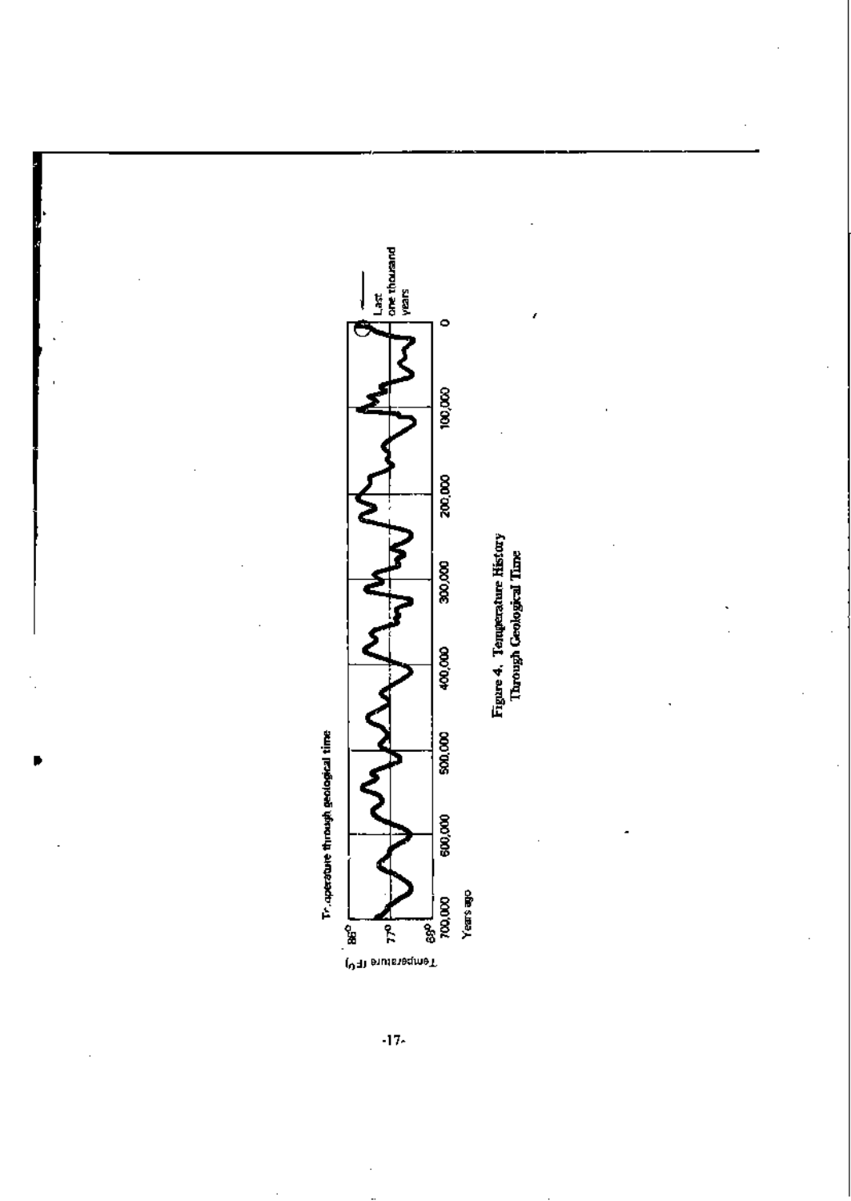Tr.aperature through geological time

Temperature (F°)

86°

77°

68°

700,000 600,000 500,000 400,000 300,000 200,000 100,000 0

Years ago

Last one thousand years

Figure 4. Temperature History Through Geological Time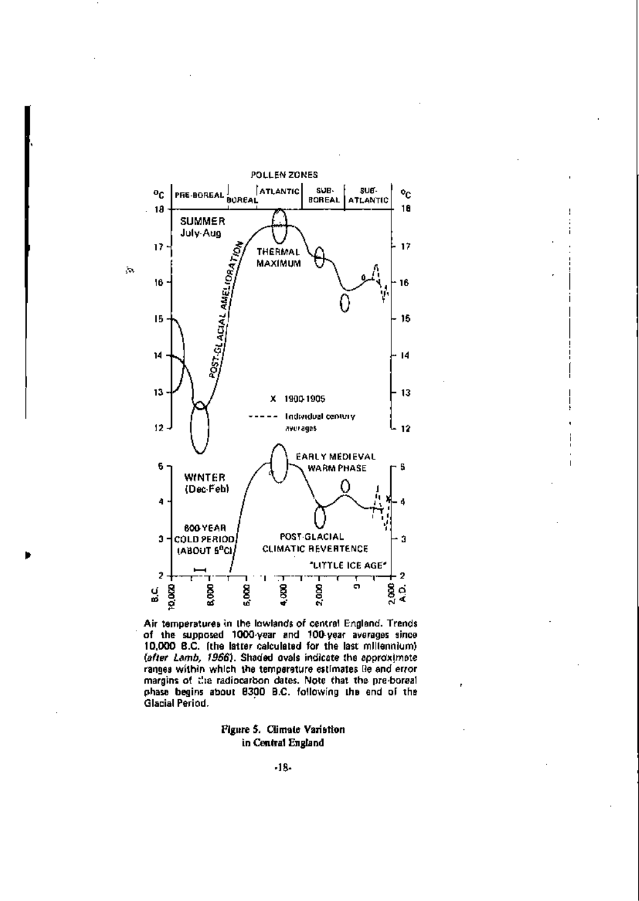Air temperatures in the lowlands of central England. Trends of the supposed 1000-year and 100-year averages since 10,000 B.C. (the latter calculated for the last millennium) (*after Lamb, 1966*). Shaded ovals indicate the approximate ranges within which the temperature estimates lie and error margins of the radiocarbon dates. Note that the pre-boreal phase begins about 8300 B.C. following the end of the Glacial Period.

**Figure 5. Climate Variation in Central England**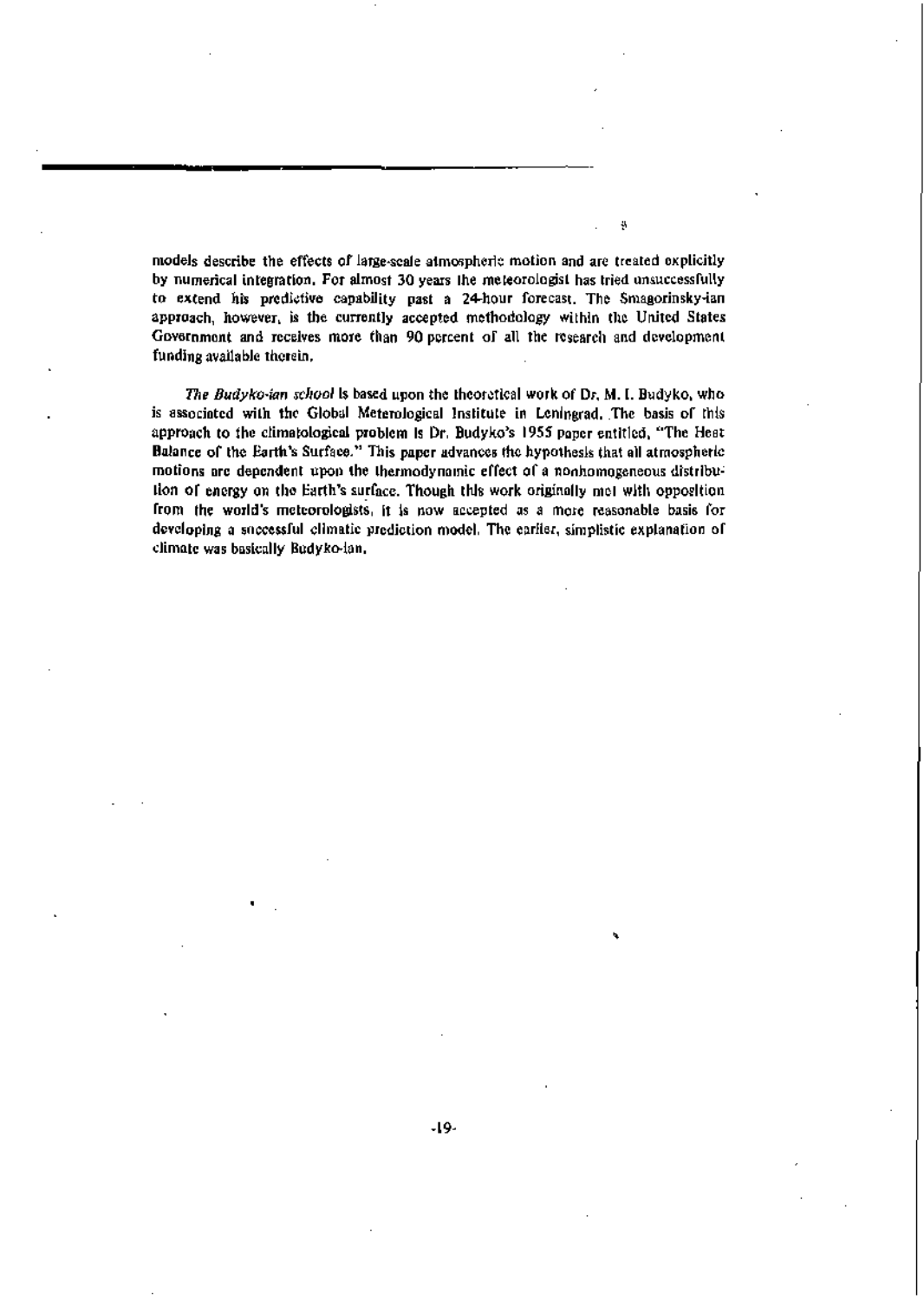models describe the effects of large-scale atmospheric motion and are treated explicitly by numerical integration. For almost 30 years the meteorologist has tried unsuccessfully to extend his predictive capability past a 24-hour forecast. The Smagorinsky-ian approach, however, is the currently accepted methodology within the United States Government and receives more than 90 percent of all the research and development funding available therein.

*The Budyko-ian school* is based upon the theoretical work of Dr. M. I. Budyko, who is associated with the Global Meterological Institute in Leningrad. The basis of this approach to the climatological problem is Dr. Budyko's 1955 paper entitled, "The Heat Balance of the Earth's Surface." This paper advances the hypothesis that all atmospheric motions are dependent upon the thermodynamic effect of a nonhomogeneous distribution of energy on the Earth's surface. Though this work originally met with opposition from the world's meteorologists, it is now accepted as a more reasonable basis for developing a successful climatic prediction model. The earlier, simplistic explanation of climate was basically Budyko-ian.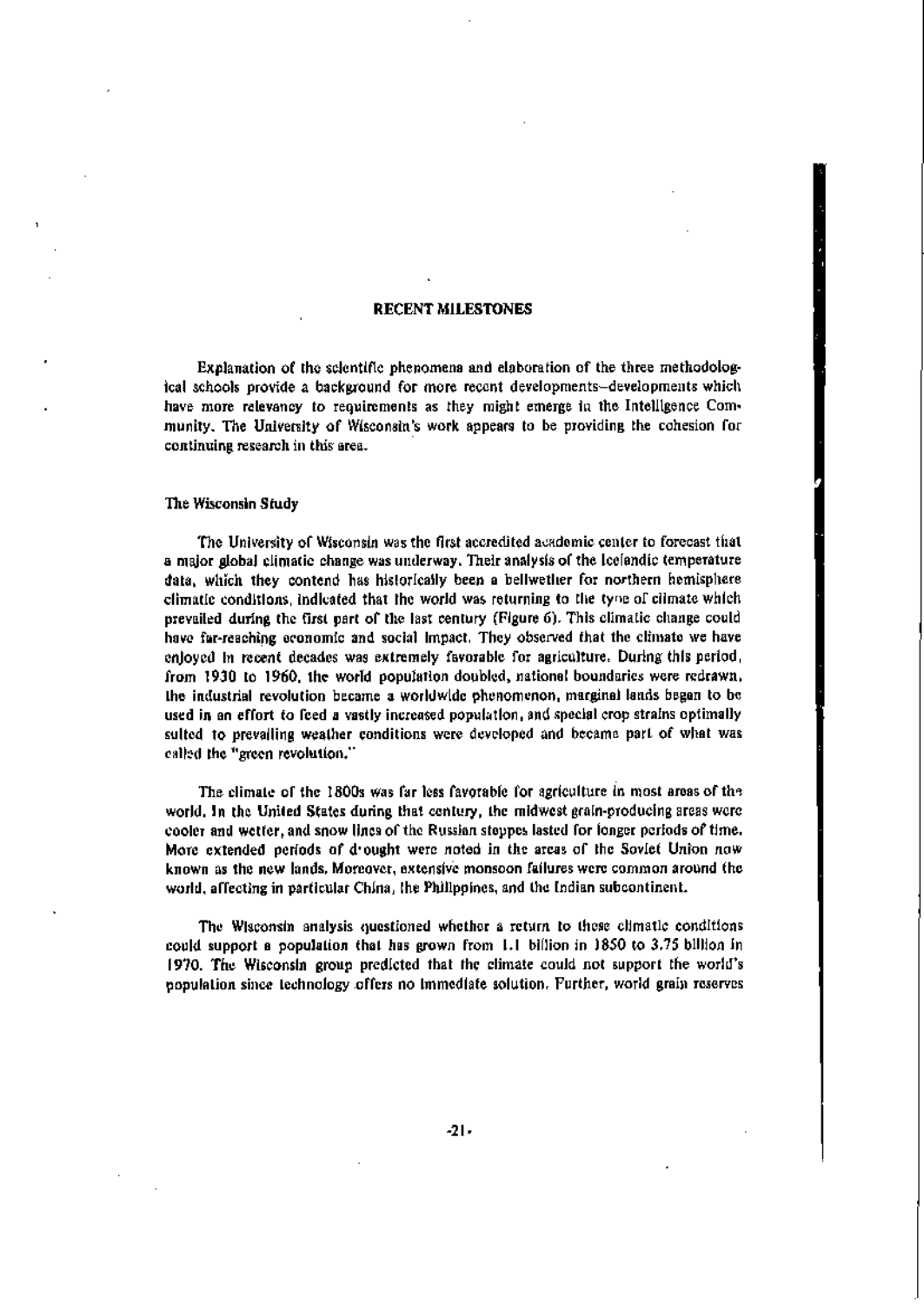## RECENT MILESTONES

Explanation of the scientific phenomena and elaboration of the three methodological schools provide a background for more recent developments—developments which have more relevancy to requirements as they might emerge in the Intelligence Community. The University of Wisconsin's work appears to be providing the cohesion for continuing research in this area.

### The Wisconsin Study

The University of Wisconsin was the first accredited academic center to forecast that a major global climatic change was underway. Their analysis of the Icelandic temperature data, which they contend has historically been a bellwether for northern hemisphere climatic conditions, indicated that the world was returning to the type of climate which prevailed during the first part of the last century (Figure 6). This climatic change could have far-reaching economic and social impact. They observed that the climate we have enjoyed in recent decades was extremely favorable for agriculture. During this period, from 1930 to 1960, the world population doubled, national boundaries were redrawn, the industrial revolution became a worldwide phenomenon, marginal lands began to be used in an effort to feed a vastly increased population, and special crop strains optimally suited to prevailing weather conditions were developed and became part of what was called the "green revolution."

The climate of the 1800s was far less favorable for agriculture in most areas of the world. In the United States during that century, the midwest grain-producing areas were cooler and wetter, and snow lines of the Russian steppes lasted for longer periods of time. More extended periods of drought were noted in the areas of the Soviet Union now known as the new lands. Moreover, extensive monsoon failures were common around the world, affecting in particular China, the Philippines, and the Indian subcontinent.

The Wisconsin analysis questioned whether a return to these climatic conditions could support a population that has grown from 1.1 billion in 1850 to 3.75 billion in 1970. The Wisconsin group predicted that the climate could not support the world's population since technology offers no immediate solution. Further, world grain reserves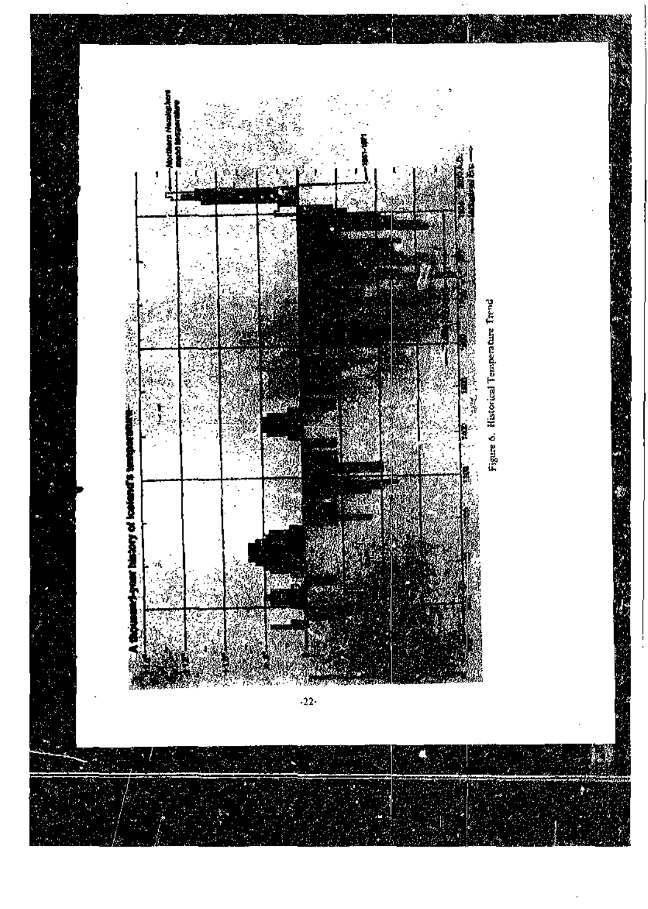A thousand-year history of Iceland's temperature

Northern Hemisphere mean temperature

Figure 6. Historical Temperature Trend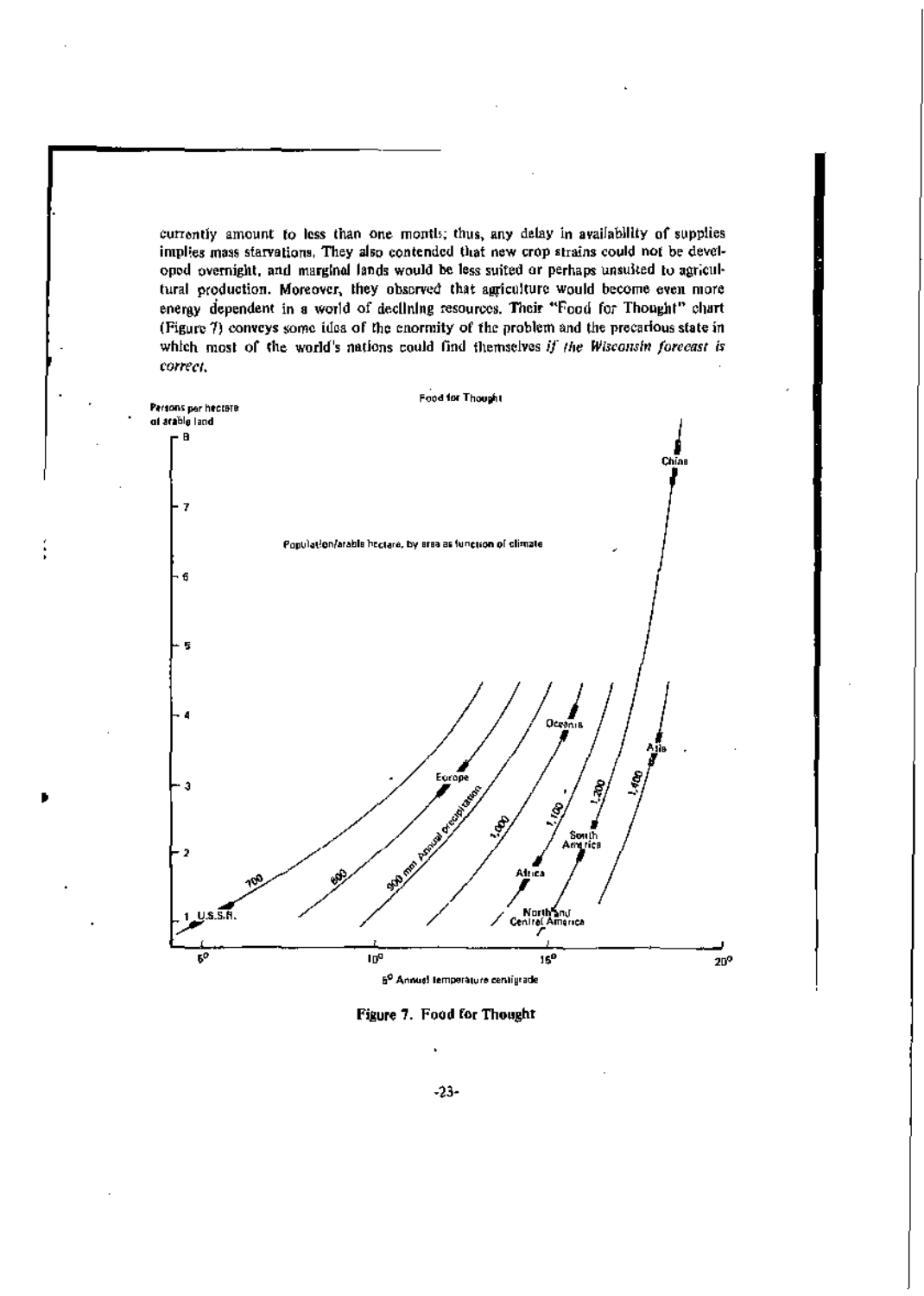currently amount to less than one month; thus, any delay in availability of supplies implies mass starvations. They also contended that new crop strains could not be developed overnight, and marginal lands would be less suited or perhaps unsuited to agricultural production. Moreover, they observed that agriculture would become even more energy dependent in a world of declining resources. Their "Food for Thought" chart (Figure 7) conveys some idea of the enormity of the problem and the precarious state in which most of the world's nations could find themselves *if the Wisconsin forecast is correct.*

Food for Thought

Persons per hectare of arable land

Population/arable hectare, by area as function of climate

U.S.S.R. — Europe — Oceania — China — Asia — South America — Africa — North and Central America

700 — 800 — 900 mm Annual precipitation — 1,000 — 1,100 — 1,200 — 1,400

Annual temperature centigrade

**Figure 7. Food for Thought**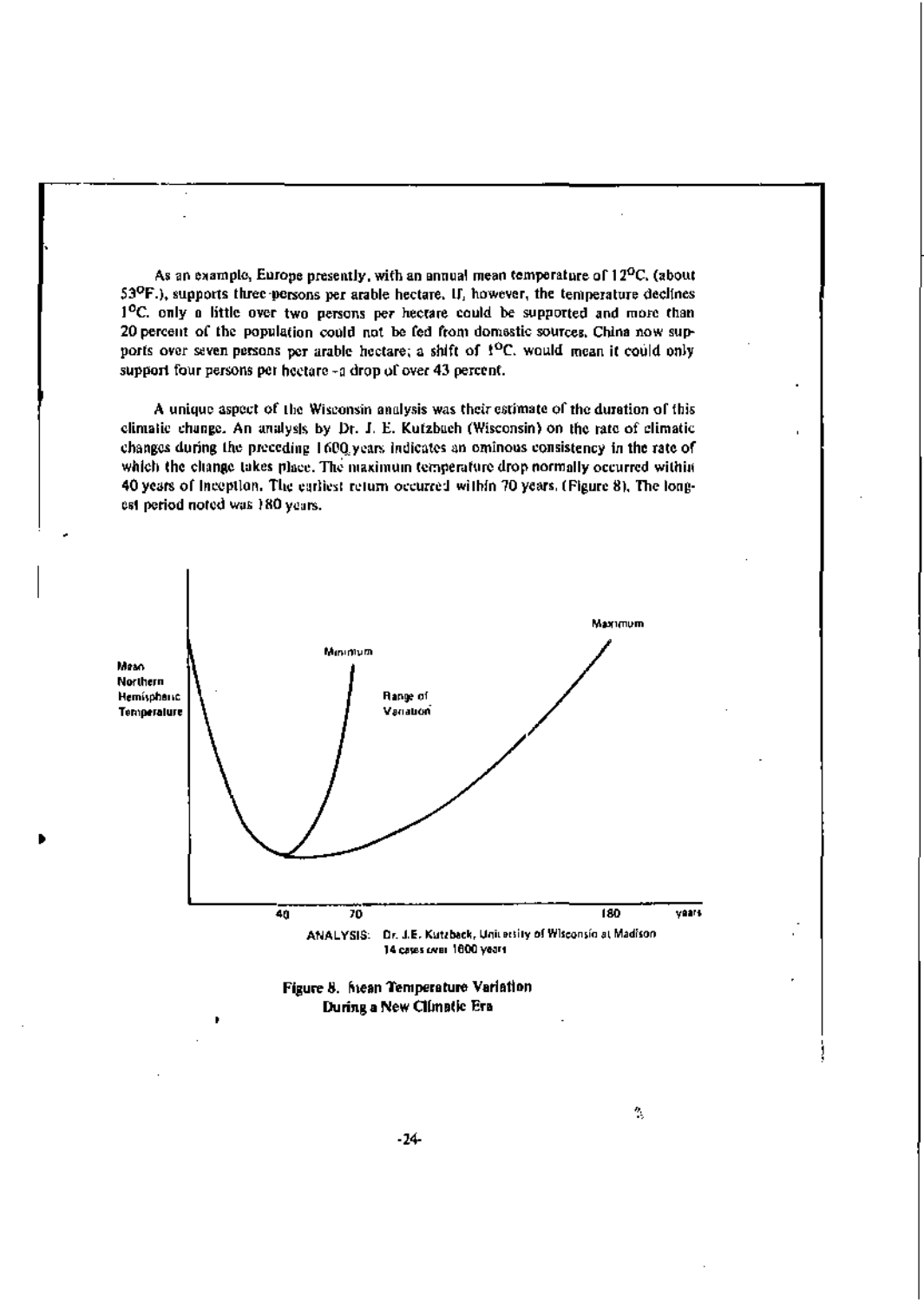As an example, Europe presently, with an annual mean temperature of 12°C. (about 53°F.), supports three persons per arable hectare. If, however, the temperature declines 1°C. only a little over two persons per hectare could be supported and more than 20 percent of the population could not be fed from domestic sources. China now supports over seven persons per arable hectare; a shift of 1°C. would mean it could only support four persons per hectare - a drop of over 43 percent.

A unique aspect of the Wisconsin analysis was their estimate of the duration of this climatic change. An analysis by Dr. J. E. Kutzbach (Wisconsin) on the rate of climatic changes during the preceding 1600 years indicates an ominous consistency in the rate of which the change takes place. The maximum temperature drop normally occurred within 40 years of inception. The earliest return occurred within 70 years. (Figure 8). The longest period noted was 180 years.

Mean Northern Hemispheric Temperature

Minimum

Maximum

Range of Variation

40 70 180 years

ANALYSIS: Dr. J.E. Kutzback, University of Wisconsin at Madison
14 cases over 1600 years

**Figure 8. Mean Temperature Variation During a New Climatic Era**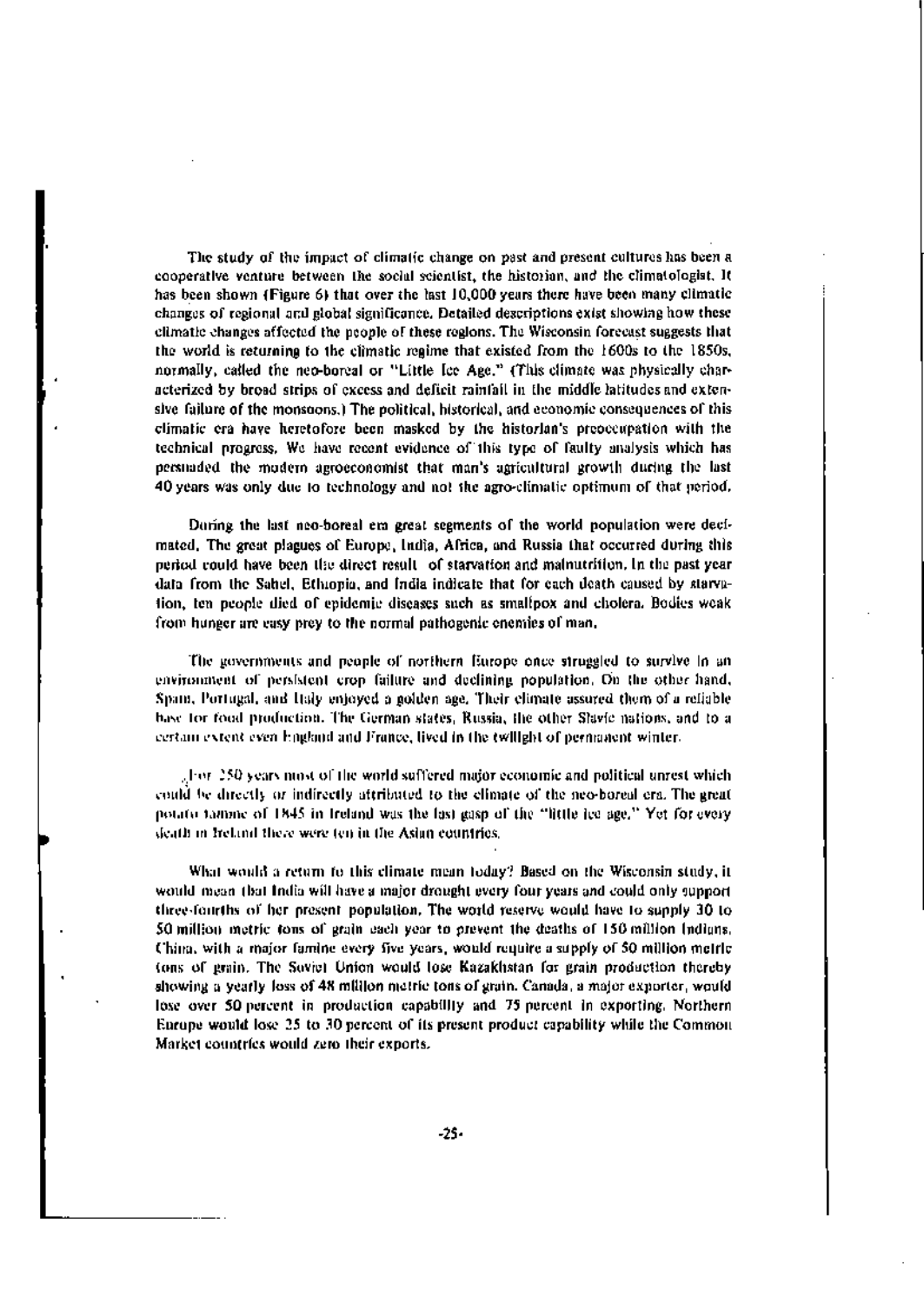The study of the impact of climatic change on past and present cultures has been a cooperative venture between the social scientist, the historian, and the climatologist. It has been shown (Figure 6) that over the last 10,000 years there have been many climatic changes of regional and global significance. Detailed descriptions exist showing how these climatic changes affected the people of these regions. The Wisconsin forecast suggests that the world is returning to the climatic regime that existed from the 1600s to the 1850s, normally, called the neo-boreal or "Little Ice Age." (This climate was physically characterized by broad strips of excess and deficit rainfall in the middle latitudes and extensive failure of the monsoons.) The political, historical, and economic consequences of this climatic era have heretofore been masked by the historian's preoccupation with the technical progress. We have recent evidence of this type of faulty analysis which has persuaded the modern agroeconomist that man's agricultural growth during the last 40 years was only due to technology and not the agro-climatic optimum of that period.

During the last neo-boreal era great segments of the world population were decimated. The great plagues of Europe, India, Africa, and Russia that occurred during this period could have been the direct result of starvation and malnutrition. In the past year data from the Sahel, Ethiopia, and India indicate that for each death caused by starvation, ten people died of epidemic diseases such as smallpox and cholera. Bodies weak from hunger are easy prey to the normal pathogenic enemies of man.

The governments and people of northern Europe once struggled to survive in an environment of persistent crop failure and declining population. On the other hand, Spain, Portugal, and Italy enjoyed a golden age. Their climate assured them of a reliable base for food production. The German states, Russia, the other Slavic nations, and to a certain extent even England and France, lived in the twilight of permanent winter.

For 250 years most of the world suffered major economic and political unrest which could be directly or indirectly attributed to the climate of the neo-boreal era. The great potato famine of 1845 in Ireland was the last gasp of the "little ice age." Yet for every death in Ireland there were ten in the Asian countries.

What would a return to this climate mean today? Based on the Wisconsin study, it would mean that India will have a major drought every four years and could only support three-fourths of her present population. The world reserve would have to supply 30 to 50 million metric tons of grain each year to prevent the deaths of 150 million Indians. China, with a major famine every five years, would require a supply of 50 million metric tons of grain. The Soviet Union would lose Kazakhstan for grain production thereby showing a yearly loss of 48 million metric tons of grain. Canada, a major exporter, would lose over 50 percent in production capability and 75 percent in exporting. Northern Europe would lose 25 to 30 percent of its present product capability while the Common Market countries would zero their exports.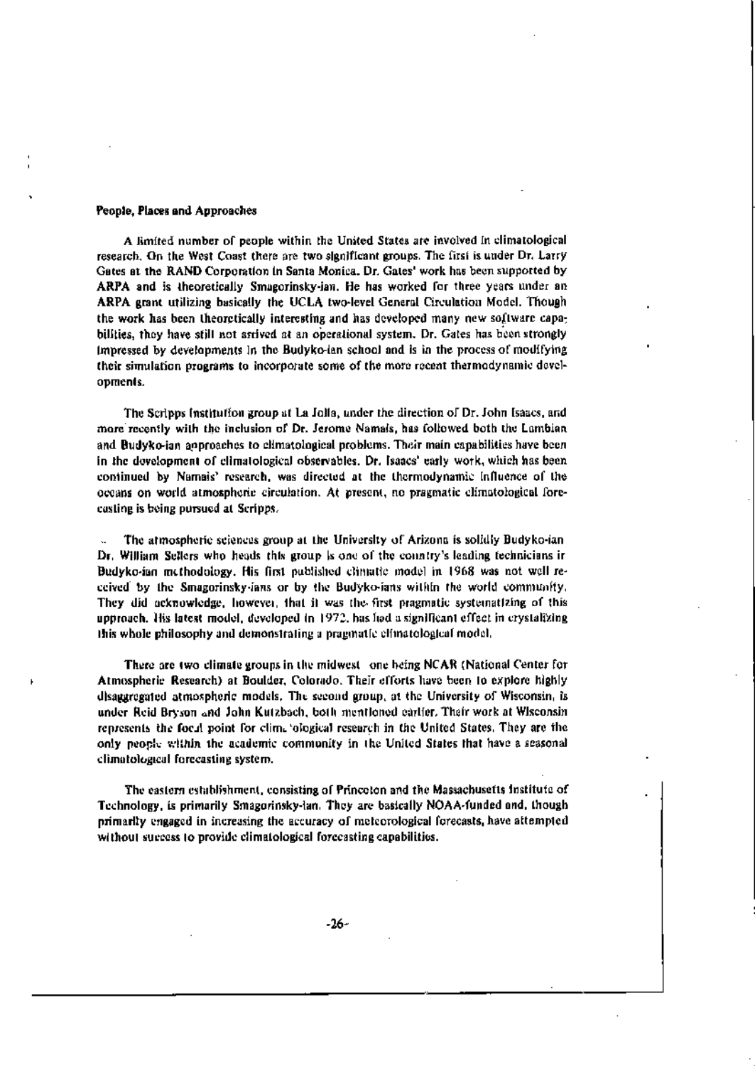**People, Places and Approaches**

A limited number of people within the United States are involved in climatological research. On the West Coast there are two significant groups. The first is under Dr. Larry Gates at the RAND Corporation in Santa Monica. Dr. Gates' work has been supported by ARPA and is theoretically Smagorinsky-ian. He has worked for three years under an ARPA grant utilizing basically the UCLA two-level General Circulation Model. Though the work has been theoretically interesting and has developed many new software capabilities, they have still not arrived at an operational system. Dr. Gates has been strongly impressed by developments in the Budyko-ian school and is in the process of modifying their simulation programs to incorporate some of the more recent thermodynamic developments.

The Scripps Institution group at La Jolla, under the direction of Dr. John Isaacs, and more recently with the inclusion of Dr. Jerome Namais, has followed both the Lambian and Budyko-ian approaches to climatological problems. Their main capabilities have been in the development of climatological observables. Dr. Isaacs' early work, which has been continued by Namais' research, was directed at the thermodynamic influence of the oceans on world atmospheric circulation. At present, no pragmatic climatological forecasting is being pursued at Scripps.

The atmospheric sciences group at the University of Arizona is solidly Budyko-ian Dr. William Sellers who heads this group is one of the country's leading technicians in Budyko-ian methodology. His first published climatic model in 1968 was not well received by the Smagorinsky-ians or by the Budyko-ians within the world community. They did acknowledge, however, that it was the first pragmatic systematizing of this approach. His latest model, developed in 1972, has had a significant effect in crystallizing this whole philosophy and demonstrating a pragmatic climatological model.

There are two climate groups in the midwest one being NCAR (National Center for Atmospheric Research) at Boulder, Colorado. Their efforts have been to explore highly disaggregated atmospheric models. The second group, at the University of Wisconsin, is under Reid Bryson and John Kutzbach, both mentioned earlier. Their work at Wisconsin represents the focal point for climatological research in the United States. They are the only people within the academic community in the United States that have a seasonal climatological forecasting system.

The eastern establishment, consisting of Princeton and the Massachusetts Institute of Technology, is primarily Smagorinsky-ian. They are basically NOAA-funded and, though primarily engaged in increasing the accuracy of meteorological forecasts, have attempted without success to provide climatological forecasting capabilities.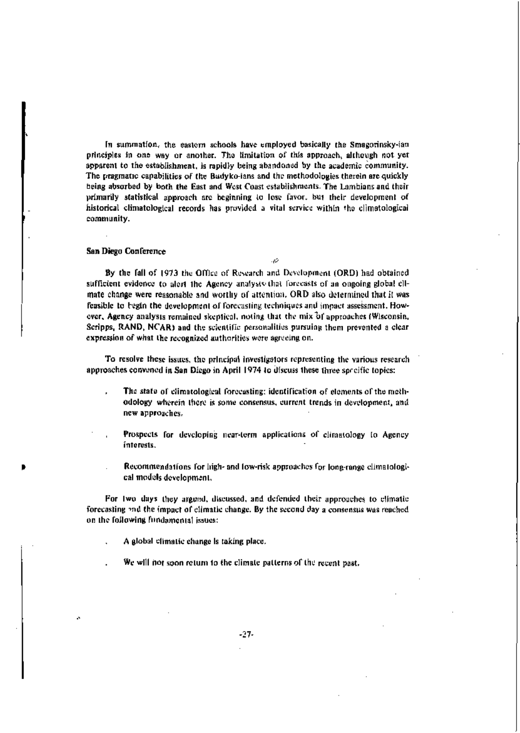In summation, the eastern schools have employed basically the Smagorinsky-ian principles in one way or another. The limitation of this approach, although not yet apparent to the establishment, is rapidly being abandoned by the academic community. The pragmatic capabilities of the Budyko-ians and the methodologies therein are quickly being absorbed by both the East and West Coast establishments. The Lambians and their primarily statistical approach are beginning to lose favor, but their development of historical climatological records has provided a vital service within the climatological community.

### San Diego Conference

By the fall of 1973 the Office of Research and Development (ORD) had obtained sufficient evidence to alert the Agency analysts that forecasts of an ongoing global climate change were reasonable and worthy of attention. ORD also determined that it was feasible to begin the development of forecasting techniques and impact assessment. However, Agency analysis remained skeptical, noting that the mix of approaches (Wisconsin, Scripps, RAND, NCAR) and the scientific personalities pursuing them prevented a clear expression of what the recognized authorities were agreeing on.

To resolve these issues, the principal investigators representing the various research approaches convened in San Diego in April 1974 to discuss these three specific topics:

- The state of climatological forecasting: identification of elements of the methodology wherein there is some consensus, current trends in development, and new approaches.
- Prospects for developing near-term applications of climatology to Agency interests.
- Recommendations for high- and low-risk approaches for long-range climatological models development.

For two days they argued, discussed, and defended their approaches to climatic forecasting and the impact of climatic change. By the second day a consensus was reached on the following fundamental issues:

- A global climatic change is taking place.
- We will not soon return to the climate patterns of the recent past.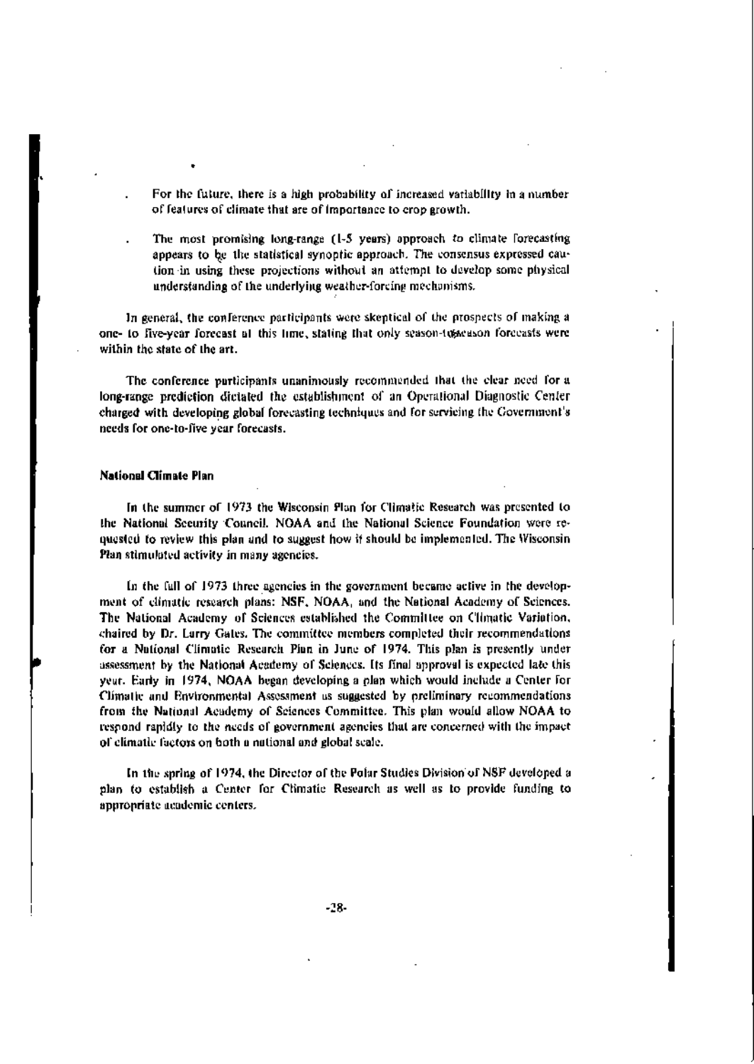- For the future, there is a high probability of increased variability in a number of features of climate that are of importance to crop growth.

- The most promising long-range (1-5 years) approach to climate forecasting appears to be the statistical synoptic approach. The consensus expressed caution in using these projections without an attempt to develop some physical understanding of the underlying weather-forcing mechanisms.

In general, the conference participants were skeptical of the prospects of making a one- to five-year forecast at this time, stating that only season-to-season forecasts were within the state of the art.

The conference participants unanimously recommended that the clear need for a long-range prediction dictated the establishment of an Operational Diagnostic Center charged with developing global forecasting techniques and for servicing the Government's needs for one-to-five year forecasts.

**National Climate Plan**

In the summer of 1973 the Wisconsin Plan for Climatic Research was presented to the National Security Council. NOAA and the National Science Foundation were requested to review this plan and to suggest how it should be implemented. The Wisconsin Plan stimulated activity in many agencies.

In the fall of 1973 three agencies in the government became active in the development of climatic research plans: NSF, NOAA, and the National Academy of Sciences. The National Academy of Sciences established the Committee on Climatic Variation, chaired by Dr. Larry Gates. The committee members completed their recommendations for a National Climatic Research Plan in June of 1974. This plan is presently under assessment by the National Academy of Sciences. Its final approval is expected late this year. Early in 1974, NOAA began developing a plan which would include a Center for Climatic and Environmental Assessment as suggested by preliminary recommendations from the National Academy of Sciences Committee. This plan would allow NOAA to respond rapidly to the needs of government agencies that are concerned with the impact of climatic factors on both a national and global scale.

In the spring of 1974, the Director of the Polar Studies Division of NSF developed a plan to establish a Center for Climatic Research as well as to provide funding to appropriate academic centers.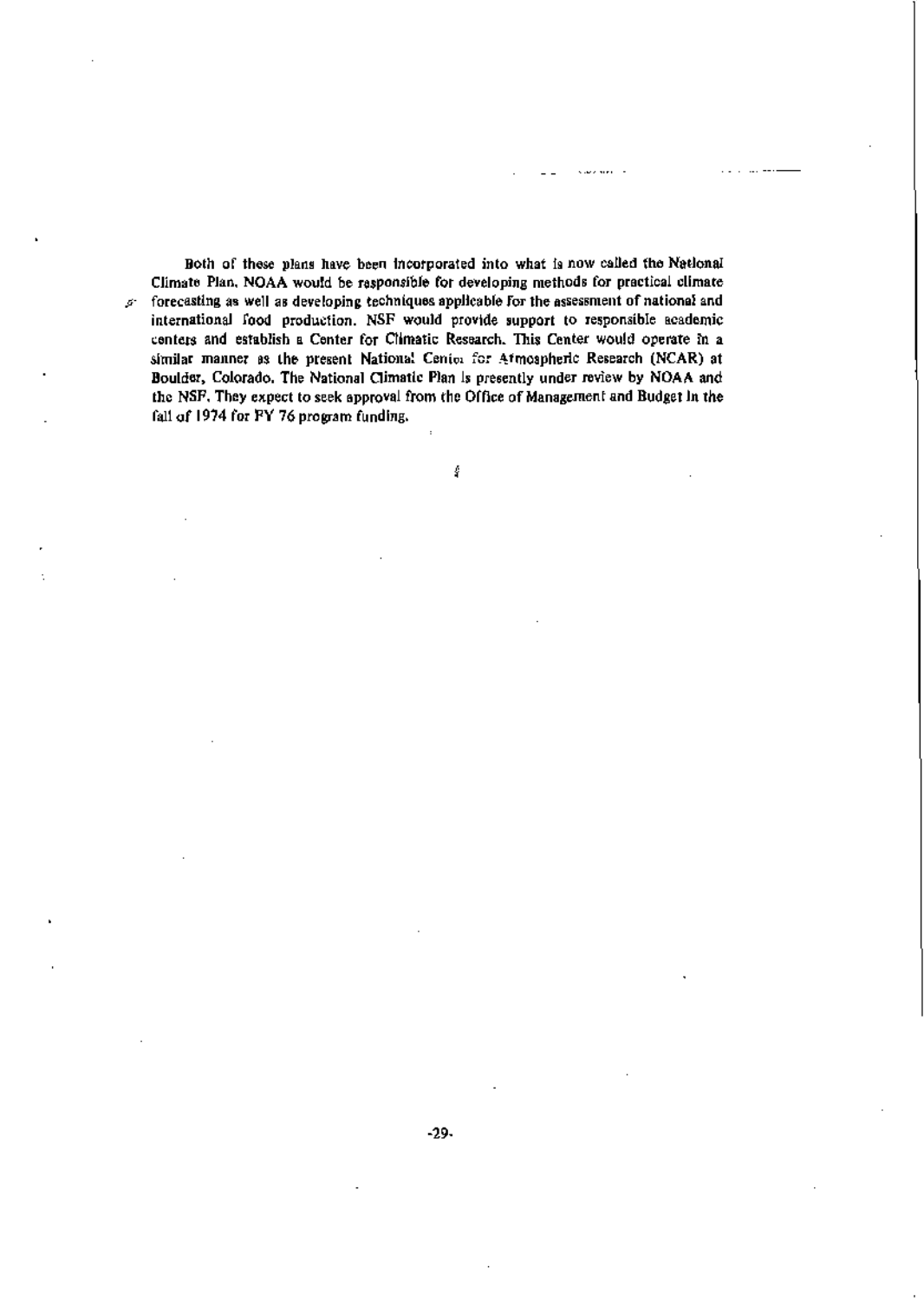Both of these plans have been incorporated into what is now called the National Climate Plan. NOAA would be responsible for developing methods for practical climate forecasting as well as developing techniques applicable for the assessment of national and international food production. NSF would provide support to responsible academic centers and establish a Center for Climatic Research. This Center would operate in a similar manner as the present National Center for Atmospheric Research (NCAR) at Boulder, Colorado. The National Climatic Plan is presently under review by NOAA and the NSF. They expect to seek approval from the Office of Management and Budget in the fall of 1974 for FY 76 program funding.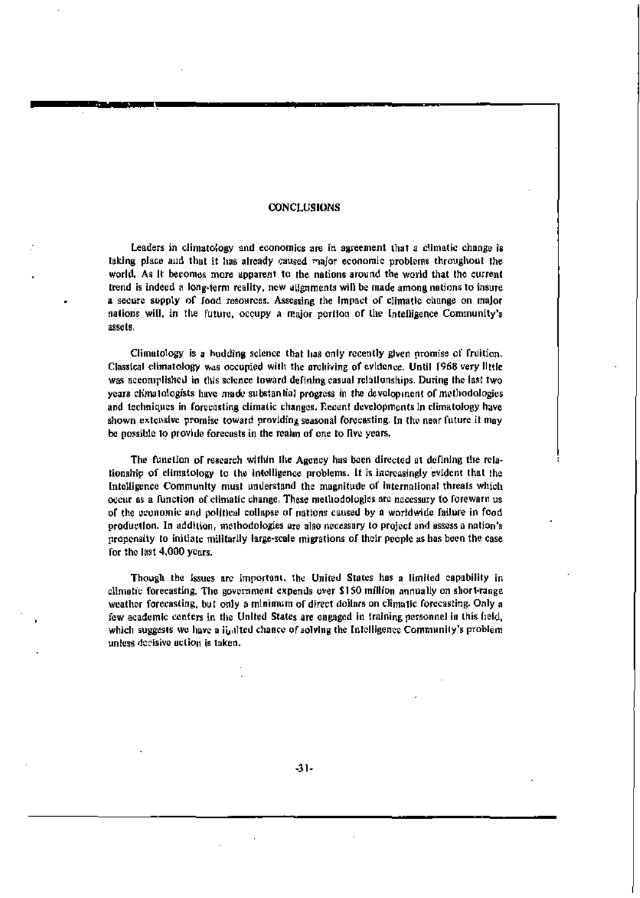## CONCLUSIONS

Leaders in climatology and economics are in agreement that a climatic change is taking place and that it has already caused major economic problems throughout the world. As it becomes more apparent to the nations around the world that the current trend is indeed a long-term reality, new alignments will be made among nations to insure a secure supply of food resources. Assessing the impact of climatic change on major nations will, in the future, occupy a major portion of the Intelligence Community's assets.

Climatology is a budding science that has only recently given promise of fruition. Classical climatology was occupied with the archiving of evidence. Until 1968 very little was accomplished in this science toward defining casual relationships. During the last two years climatologists have made substantial progress in the development of methodologies and techniques in forecasting climatic changes. Recent developments in climatology have shown extensive promise toward providing seasonal forecasting. In the near future it may be possible to provide forecasts in the realm of one to five years.

The function of research within the Agency has been directed at defining the relationship of climatology to the intelligence problems. It is increasingly evident that the Intelligence Community must understand the magnitude of international threats which occur as a function of climatic change. These methodologies are necessary to forewarn us of the economic and political collapse of nations caused by a worldwide failure in food production. In addition, methodologies are also necessary to project and assess a nation's propensity to initiate militarily large-scale migrations of their people as has been the case for the last 4,000 years.

Though the issues are important, the United States has a limited capability in climatic forecasting. The government expends over $150 million annually on short-range weather forecasting, but only a minimum of direct dollars on climatic forecasting. Only a few academic centers in the United States are engaged in training personnel in this field, which suggests we have a limited chance of solving the Intelligence Community's problem unless decisive action is taken.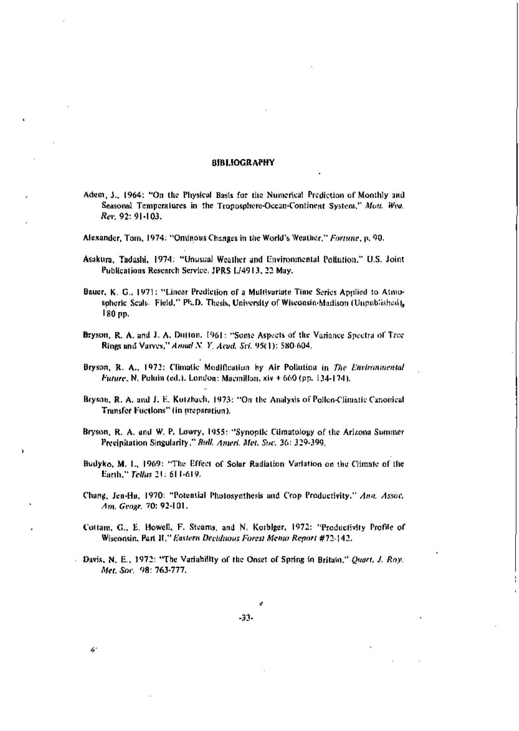# BIBLIOGRAPHY

Adem, J., 1964: "On the Physical Basis for the Numerical Prediction of Monthly and Seasonal Temperatures in the Troposphere-Ocean-Continent System," *Mon. Wea. Rev.* 92: 91-103.

Alexander, Tom, 1974: "Ominous Changes in the World's Weather," *Fortune*, p. 90.

Asakura, Tadashi, 1974: "Unusual Weather and Environmental Pollution," U.S. Joint Publications Research Service, JPRS L/4913, 22 May.

Bauer, K. G., 1971: "Linear Prediction of a Multivariate Time Series Applied to Atmospheric Scalar Field," Ph.D. Thesis, University of Wisconsin-Madison (Unpublished), 180 pp.

Bryson, R. A. and J. A. Dutton, 1961: "Some Aspects of the Variance Spectra of Tree Rings and Varves," *Annal N. Y. Acad. Sci.* 95(1): 580-604.

Bryson, R. A., 1972: Climatic Modification by Air Pollution in *The Environmental Future*, N. Polunin (ed.). London: Macmillan, xiv + 660 (pp. 134-174).

Bryson, R. A. and J. E. Kutzbach, 1973: "On the Analysis of Pollen-Climatic Canonical Transfer Functions" (in preparation).

Bryson, R. A. and W. P. Lowry, 1955: "Synoptic Climatology of the Arizona Summer Precipitation Singularity," *Bull. Ameri. Met. Soc.* 36: 329-399.

Budyko, M. I., 1969: "The Effect of Solar Radiation Variation on the Climate of the Earth," *Tellus* 21: 611-619.

Chang, Jen-Hu, 1970: "Potential Photosynthesis and Crop Productivity," *Ann. Assoc. Am. Geogr.* 70: 92-101.

Cottam, G., E. Howell, F. Stearns, and N. Korbiger, 1972: "Productivity Profile of Wisconsin, Part II," *Eastern Deciduous Forest Memo Report* #72-142.

Davis, N. E., 1972: "The Variability of the Onset of Spring in Britain," *Quart. J. Roy. Met. Soc.* 98: 763-777.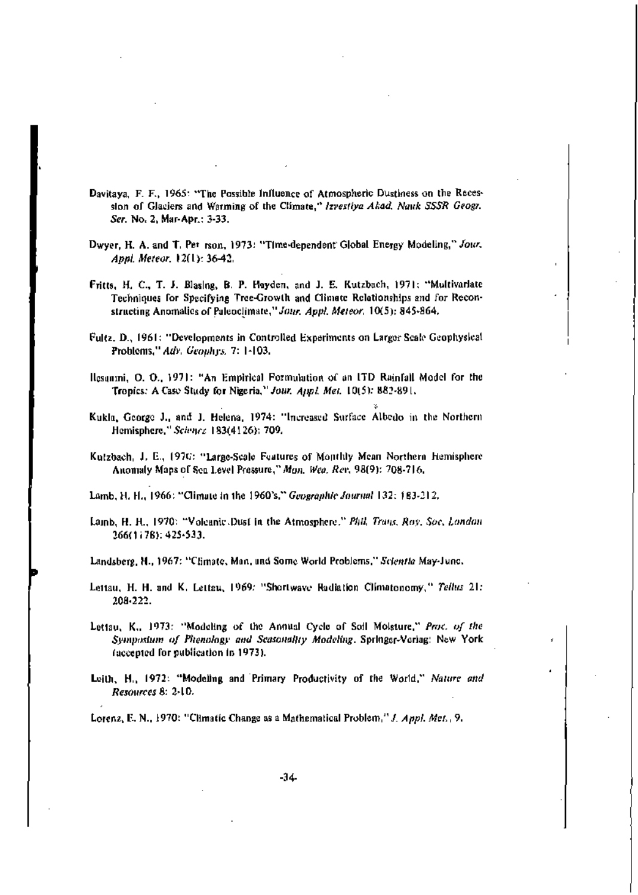Davitaya, F. F., 1965: "The Possible Influence of Atmospheric Dustiness on the Recession of Glaciers and Warming of the Climate," *Izvestiya Akad. Nauk SSSR Geogr. Ser.* No. 2, Mar-Apr.: 3-33.

Dwyer, H. A. and T. Petrson, 1973: "Time-dependent Global Energy Modeling," *Jour. Appl. Meteor.* 12(1): 36-42.

Fritts, H. C., T. J. Blasing, B. P. Hayden, and J. E. Kutzbach, 1971: "Multivariate Techniques for Specifying Tree-Growth and Climate Relationships and for Reconstructing Anomalies of Paleoclimate," *Jour. Appl. Meteor.* 10(5): 845-864.

Fultz, D., 1961: "Developments in Controlled Experiments on Larger Scale Geophysical Problems," *Adv. Geophys.* 7: 1-103.

Ilesanmi, O. O., 1971: "An Empirical Formulation of an ITD Rainfall Model for the Tropics: A Case Study for Nigeria," *Jour. Appl. Met.* 10(5): 882-891.

Kukla, George J., and J. Helena, 1974: "Increased Surface Albedo in the Northern Hemisphere," *Science* 183(4126): 709.

Kutzbach, J. E., 1970: "Large-Scale Features of Monthly Mean Northern Hemisphere Anomaly Maps of Sea Level Pressure," *Mon. Wea. Rev.* 98(9): 708-716.

Lamb, H. H., 1966: "Climate in the 1960's," *Geographic Journal* 132: 183-212.

Lamb, H. H., 1970: "Volcanic Dust in the Atmosphere," *Phil. Trans. Roy. Soc. London* 266(1178): 425-533.

Landsberg, H., 1967: "Climate, Man, and Some World Problems," *Scientia* May-June.

Lettau, H. H. and K. Lettau, 1969: "Shortwave Radiation Climatonomy," *Tellus* 21: 208-222.

Lettau, K., 1973: "Modeling of the Annual Cycle of Soil Moisture," *Proc. of the Symposium of Phenology and Seasonality Modeling*. Springer-Verlag: New York (accepted for publication in 1973).

Leith, H., 1972: "Modeling and Primary Productivity of the World," *Nature and Resources* 8: 2-10.

Lorenz, E. N., 1970: "Climatic Change as a Mathematical Problem," *J. Appl. Met.*, 9.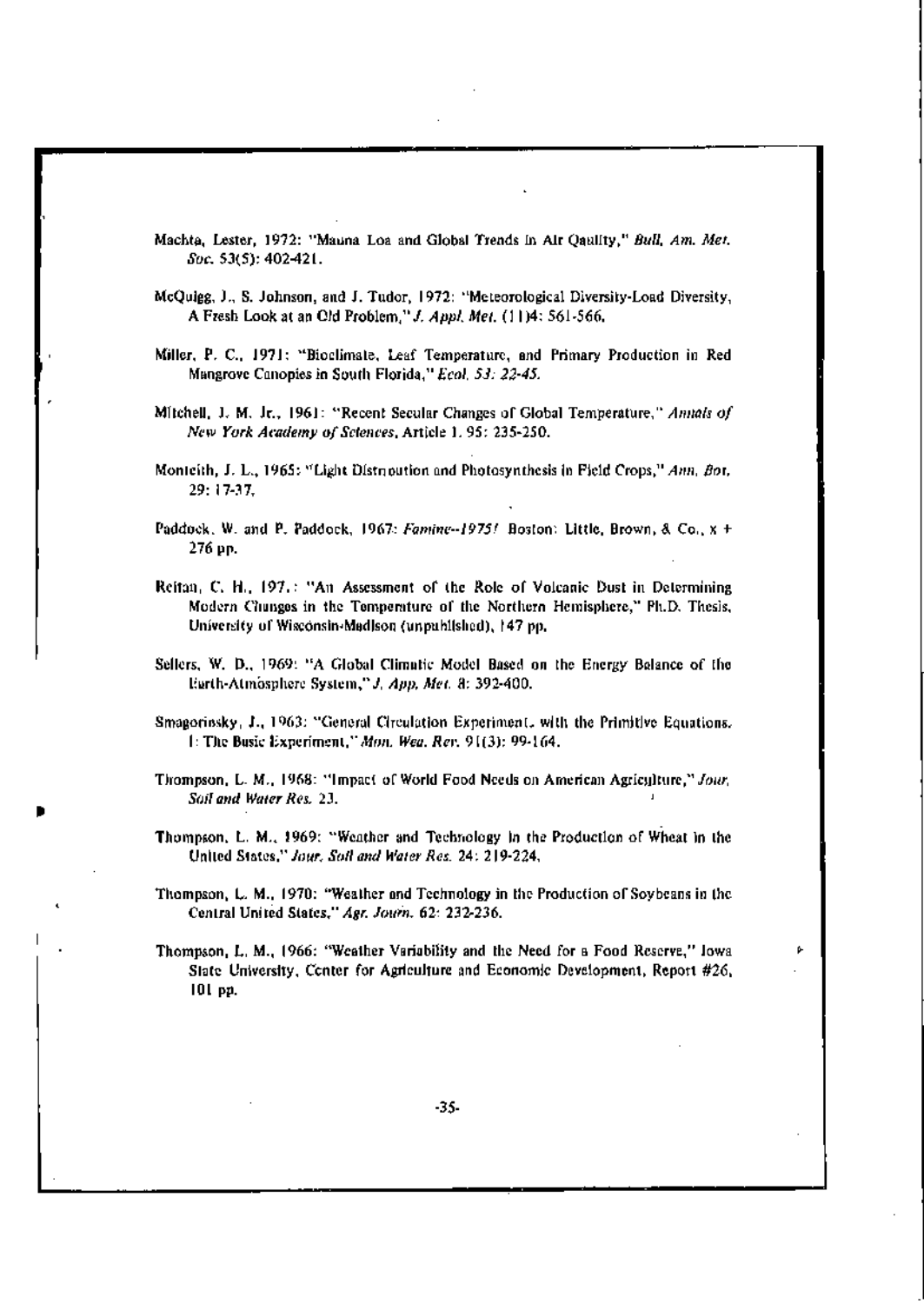Machta, Lester, 1972: "Mauna Loa and Global Trends in Air Quality," *Bull. Am. Met. Soc.* 53(5): 402-421.

McQuigg, J., S. Johnson, and J. Tudor, 1972: "Meteorological Diversity-Load Diversity, A Fresh Look at an Old Problem," *J. Appl. Met.* (11)4: 561-566.

Miller, P. C., 1971: "Bioclimate, Leaf Temperature, and Primary Production in Red Mangrove Canopies in South Florida," *Ecol. 53: 22-45.*

Mitchell, J. M. Jr., 1961: "Recent Secular Changes of Global Temperature," *Annals of New York Academy of Sciences*, Article 1. 95: 235-250.

Monteith, J. L., 1965: "Light Distribution and Photosynthesis in Field Crops," *Ann. Bot.* 29: 17-37.

Paddock, W. and P. Paddock, 1967: *Famine--1975!* Boston: Little, Brown, & Co., x + 276 pp.

Reitan, C. H., 197.: "An Assessment of the Role of Volcanic Dust in Determining Modern Changes in the Temperature of the Northern Hemisphere," Ph.D. Thesis, University of Wisconsin-Madison (unpublished), 147 pp.

Sellers, W. D., 1969: "A Global Climatic Model Based on the Energy Balance of the Earth-Atmosphere System," *J. App. Met.* 8: 392-400.

Smagorinsky, J., 1963: "General Circulation Experiment with the Primitive Equations. I: The Basic Experiment," *Mon. Wea. Rev.* 91(3): 99-164.

Thompson, L. M., 1968: "Impact of World Food Needs on American Agriculture," *Jour. Soil and Water Res.* 23.

Thompson, L. M., 1969: "Weather and Technology in the Production of Wheat in the United States," *Jour. Soil and Water Res.* 24: 219-224.

Thompson, L. M., 1970: "Weather and Technology in the Production of Soybeans in the Central United States," *Agr. Journ.* 62: 232-236.

Thompson, L. M., 1966: "Weather Variability and the Need for a Food Reserve," Iowa State University, Center for Agriculture and Economic Development, Report #26, 101 pp.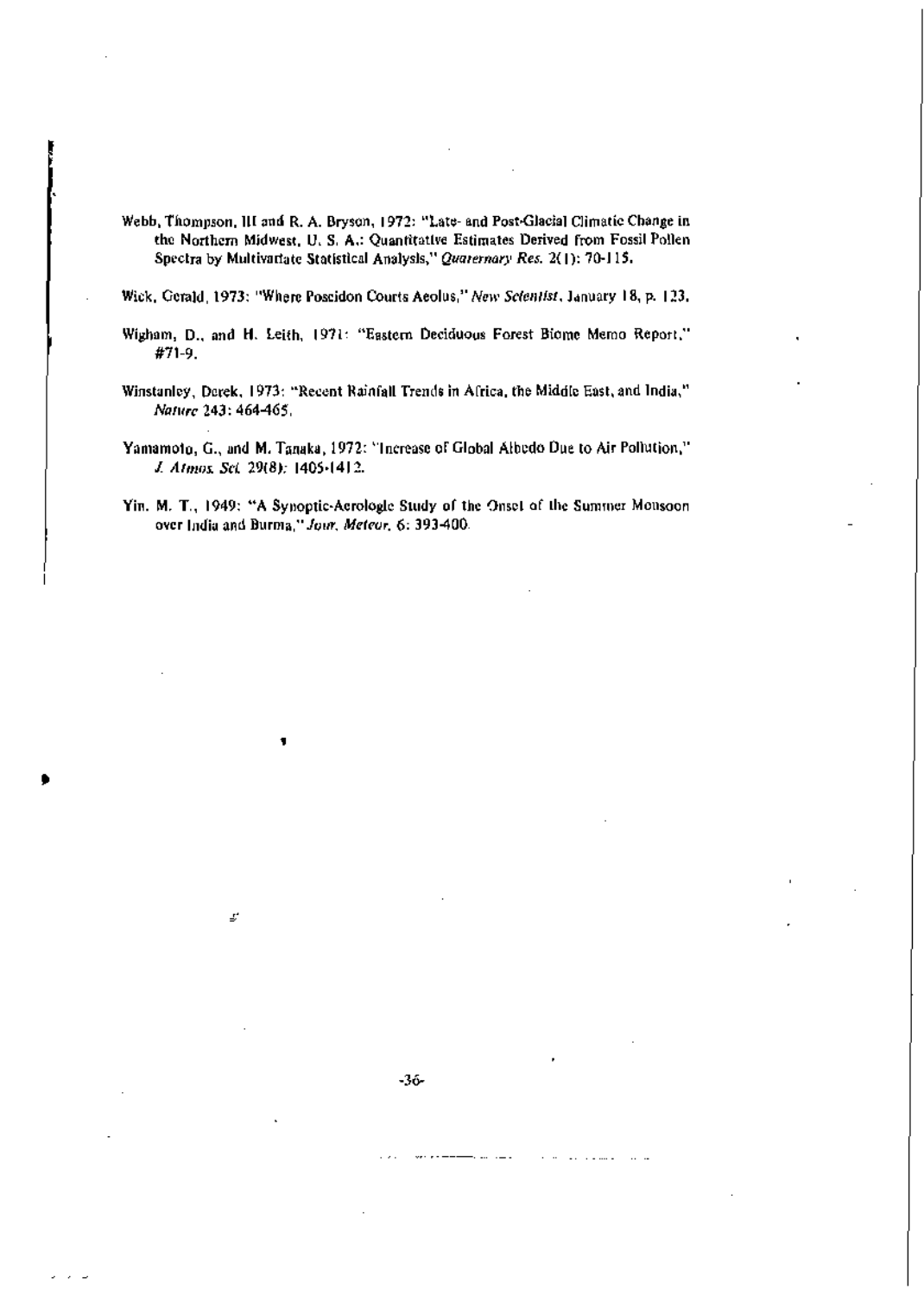Webb, Thompson, III and R. A. Bryson, 1972: "Late- and Post-Glacial Climatic Change in the Northern Midwest, U. S. A.: Quantitative Estimates Derived from Fossil Pollen Spectra by Multivariate Statistical Analysis," *Quaternary Res.* 2(1): 70-115.

Wick, Gerald, 1973: "Where Poseidon Courts Aeolus," *New Scientist*, January 18, p. 123.

Wigham, D., and H. Leith, 1971: "Eastern Deciduous Forest Biome Memo Report," #71-9.

Winstanley, Derek, 1973: "Recent Rainfall Trends in Africa, the Middle East, and India," *Nature* 243: 464-465.

Yamamoto, G., and M. Tanaka, 1972: "Increase of Global Albedo Due to Air Pollution," *J. Atmos. Sci.* 29(8): 1405-1412.

Yin, M. T., 1949: "A Synoptic-Aerologic Study of the Onset of the Summer Monsoon over India and Burma," *Jour. Meteor.* 6: 393-400.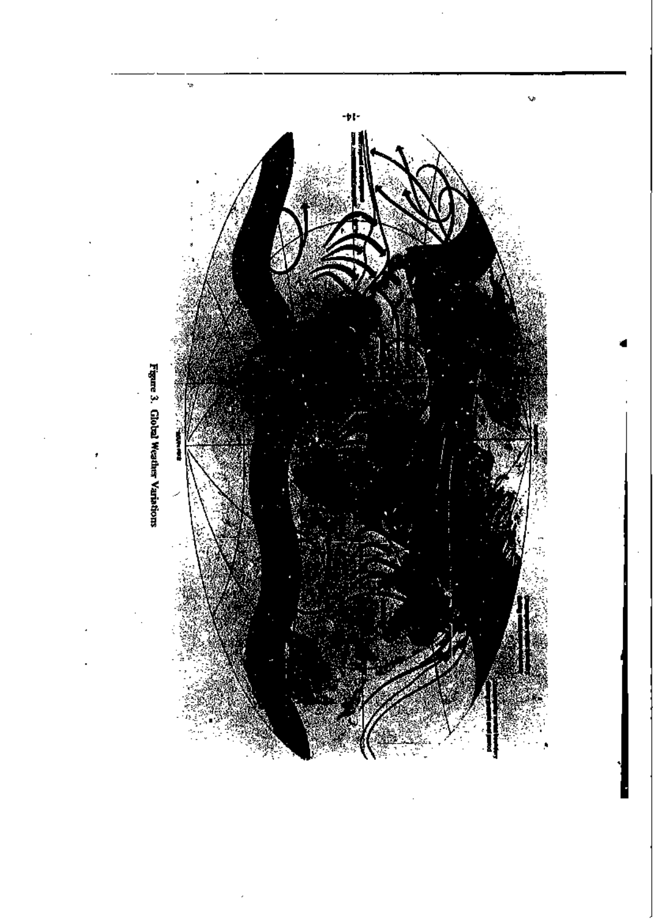Figure 3. Global Weather Variations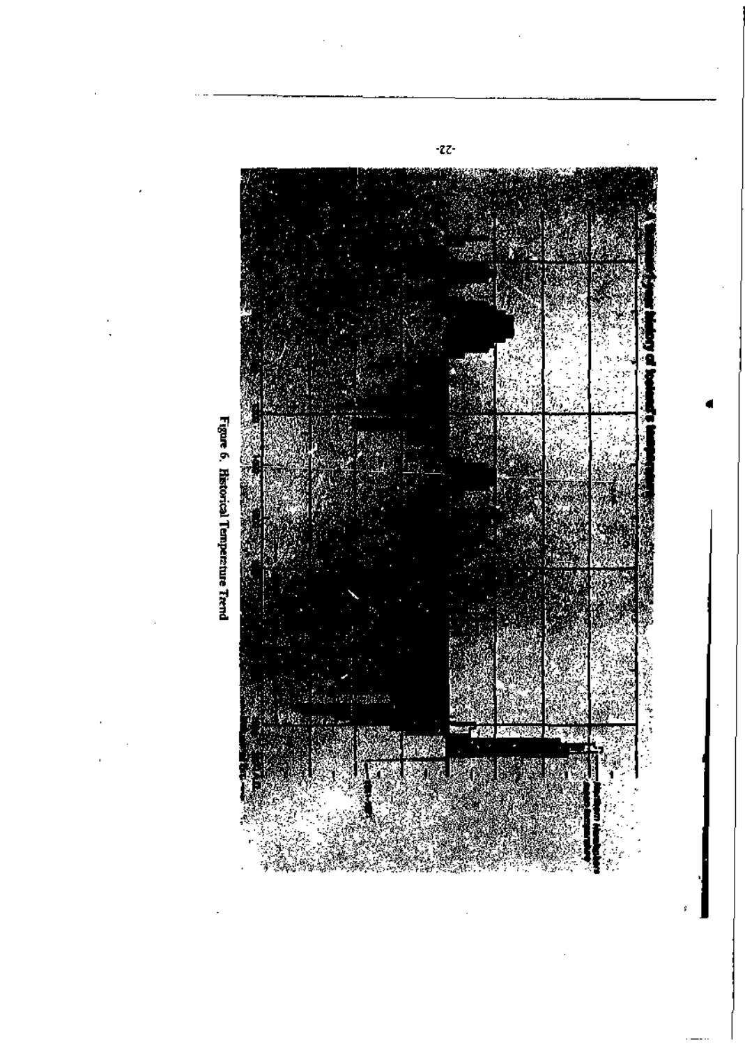Figure 6. Historical Temperature Trend